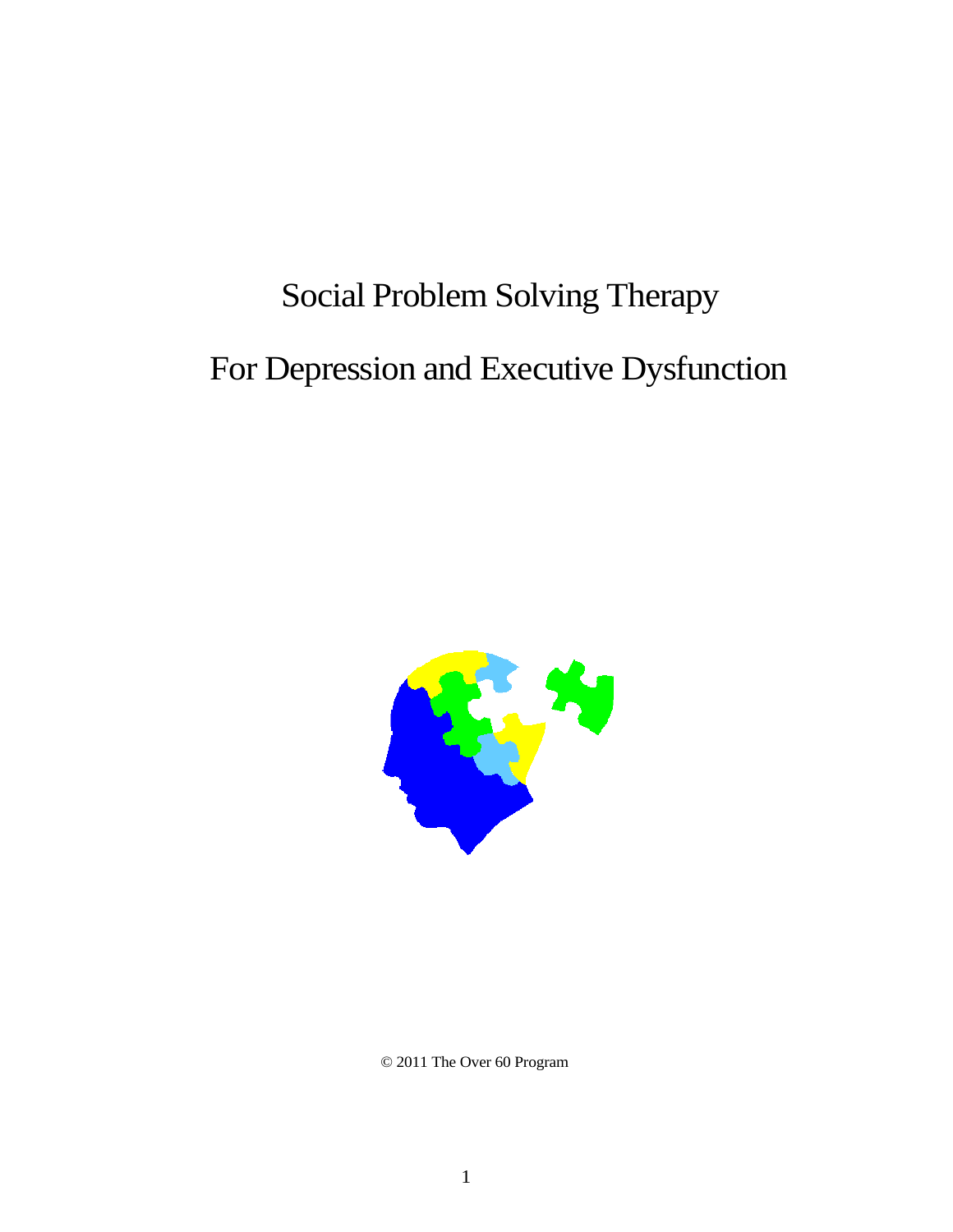# Social Problem Solving Therapy

# For Depression and Executive Dysfunction

© 2011 The Over 60 Program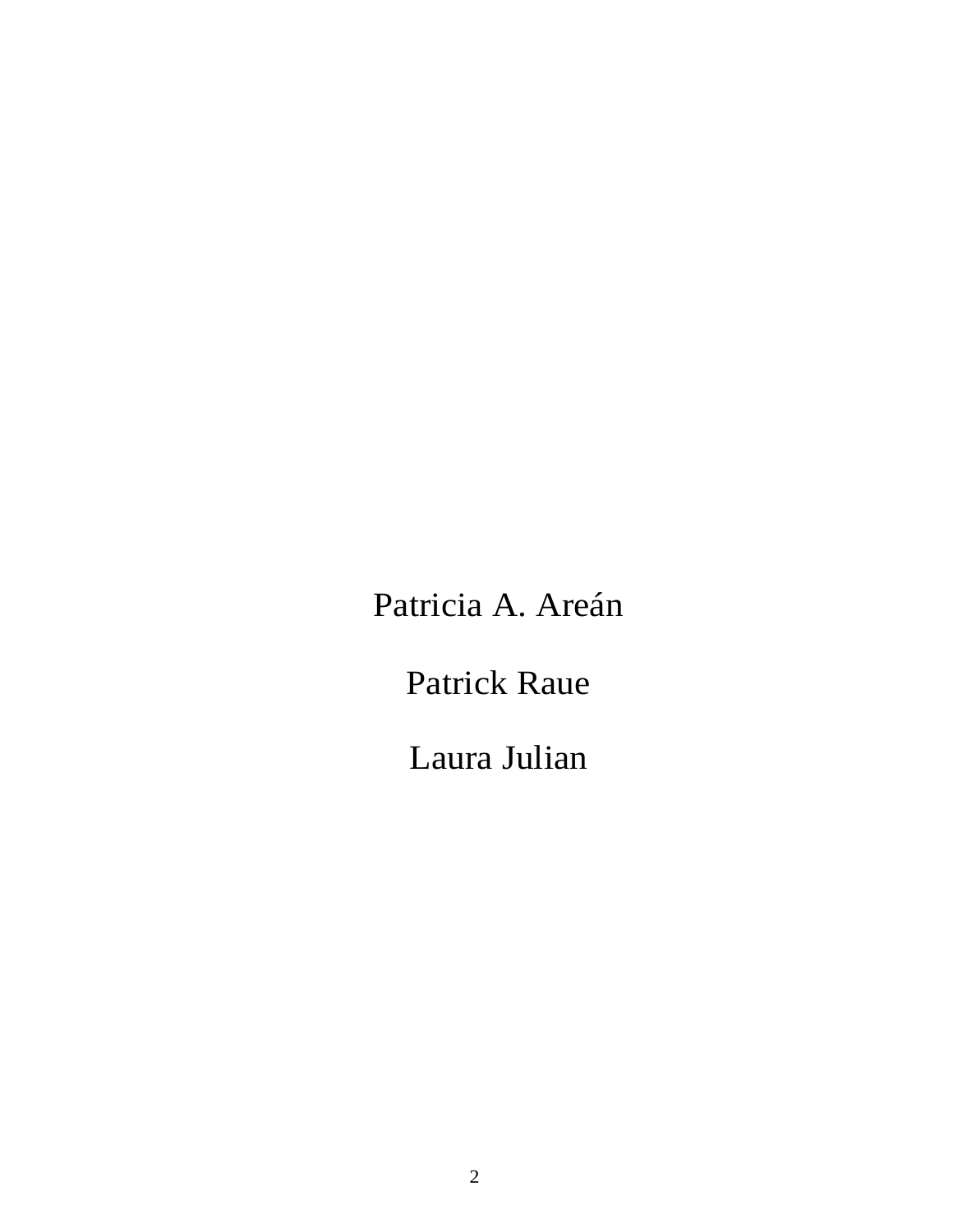Patricia A. Areán

Patrick Raue

Laura Julian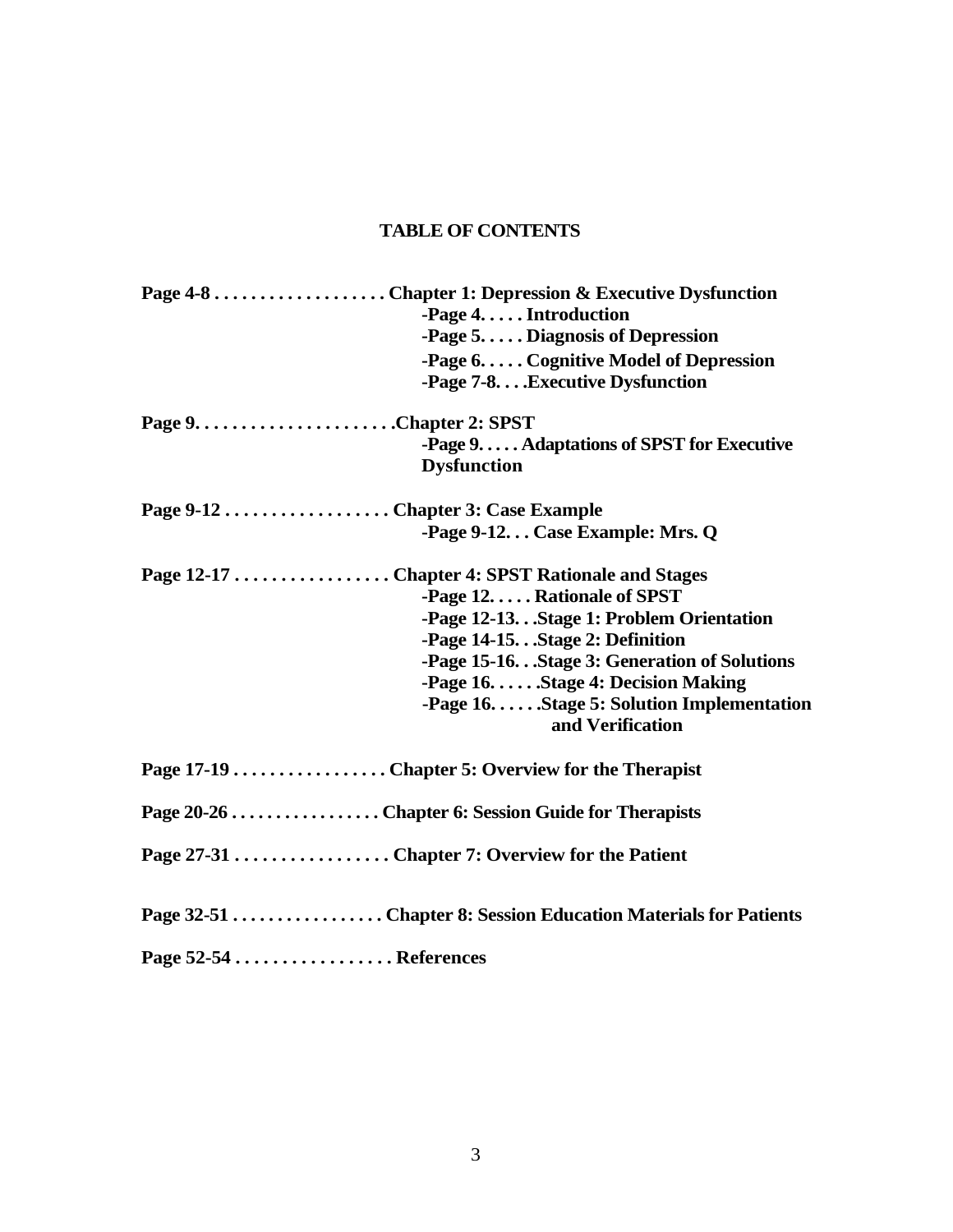## TABLE OF CONTENTS

**Page 4-8 . . . . . . . . . . . . . . . . . . . Chapter 1: Depression & Executive Dysfunction**
- **-Page 4. . . . . Introduction**
- **-Page 5. . . . . Diagnosis of Depression**
- **-Page 6. . . . . Cognitive Model of Depression**
- **-Page 7-8. . . .Executive Dysfunction**

**Page 9. . . . . . . . . . . . . . . . . . . . . .Chapter 2: SPST**
- **-Page 9. . . . . Adaptations of SPST for Executive Dysfunction**

**Page 9-12 . . . . . . . . . . . . . . . . . . Chapter 3: Case Example**
- **-Page 9-12. . . Case Example: Mrs. Q**

**Page 12-17 . . . . . . . . . . . . . . . . . Chapter 4: SPST Rationale and Stages**
- **-Page 12. . . . . Rationale of SPST**
- **-Page 12-13. . .Stage 1: Problem Orientation**
- **-Page 14-15. . .Stage 2: Definition**
- **-Page 15-16. . .Stage 3: Generation of Solutions**
- **-Page 16. . . . . .Stage 4: Decision Making**
- **-Page 16. . . . . .Stage 5: Solution Implementation and Verification**

**Page 17-19 . . . . . . . . . . . . . . . . . Chapter 5: Overview for the Therapist**

**Page 20-26 . . . . . . . . . . . . . . . . . Chapter 6: Session Guide for Therapists**

**Page 27-31 . . . . . . . . . . . . . . . . . Chapter 7: Overview for the Patient**

**Page 32-51 . . . . . . . . . . . . . . . . . Chapter 8: Session Education Materials for Patients**

**Page 52-54 . . . . . . . . . . . . . . . . . References**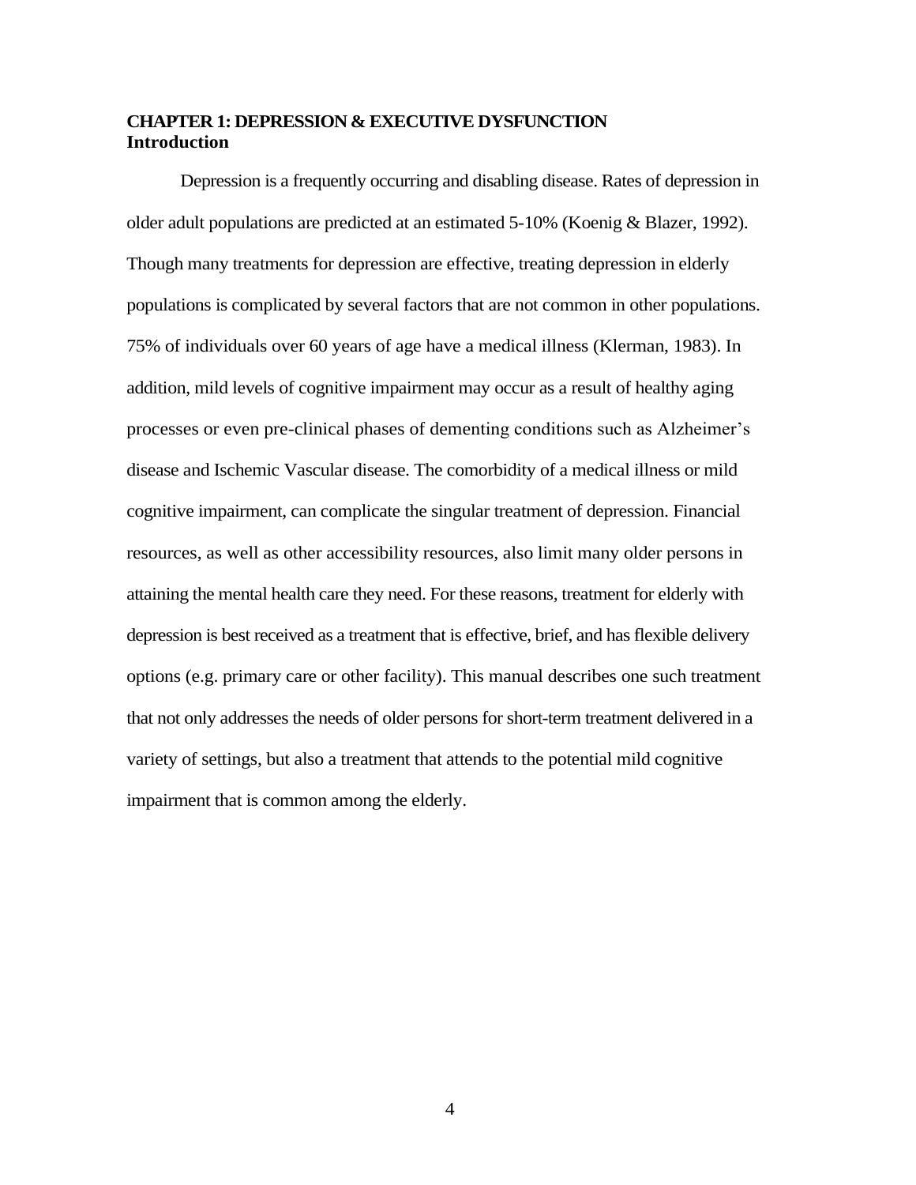# CHAPTER 1: DEPRESSION & EXECUTIVE DYSFUNCTION

## Introduction

Depression is a frequently occurring and disabling disease. Rates of depression in older adult populations are predicted at an estimated 5-10% (Koenig & Blazer, 1992). Though many treatments for depression are effective, treating depression in elderly populations is complicated by several factors that are not common in other populations. 75% of individuals over 60 years of age have a medical illness (Klerman, 1983). In addition, mild levels of cognitive impairment may occur as a result of healthy aging processes or even pre-clinical phases of dementing conditions such as Alzheimer's disease and Ischemic Vascular disease. The comorbidity of a medical illness or mild cognitive impairment, can complicate the singular treatment of depression. Financial resources, as well as other accessibility resources, also limit many older persons in attaining the mental health care they need. For these reasons, treatment for elderly with depression is best received as a treatment that is effective, brief, and has flexible delivery options (e.g. primary care or other facility). This manual describes one such treatment that not only addresses the needs of older persons for short-term treatment delivered in a variety of settings, but also a treatment that attends to the potential mild cognitive impairment that is common among the elderly.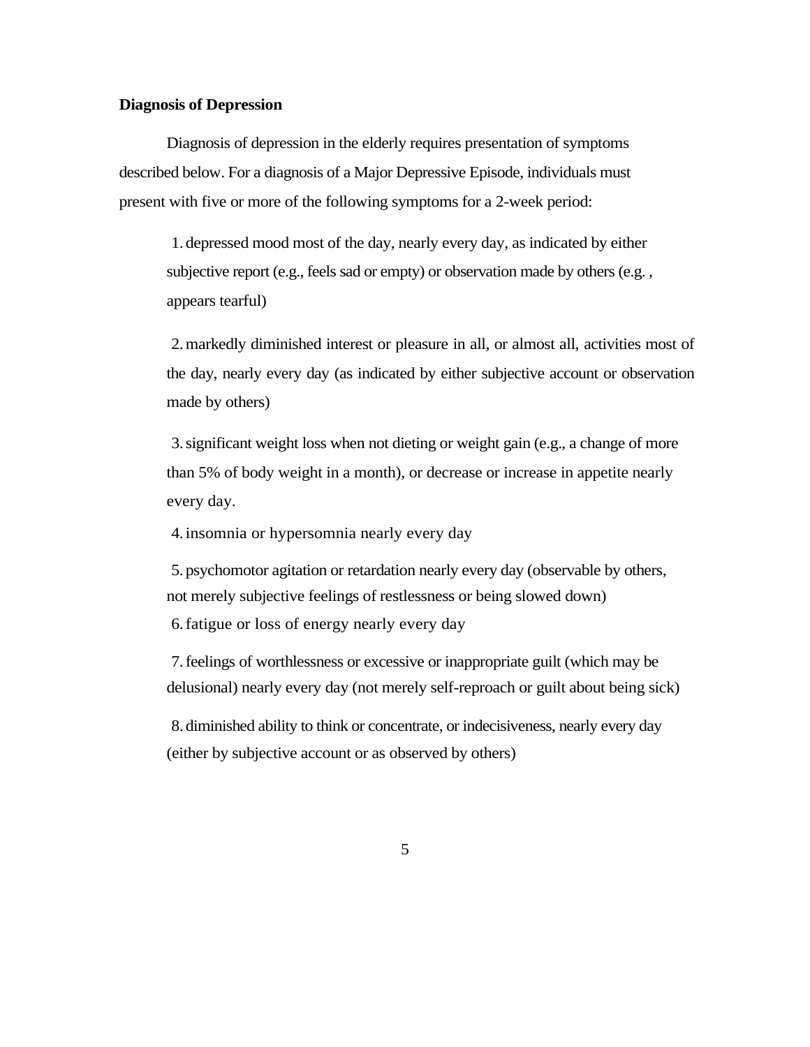**Diagnosis of Depression**

Diagnosis of depression in the elderly requires presentation of symptoms described below. For a diagnosis of a Major Depressive Episode, individuals must present with five or more of the following symptoms for a 2-week period:

1. depressed mood most of the day, nearly every day, as indicated by either subjective report (e.g., feels sad or empty) or observation made by others (e.g. , appears tearful)

2. markedly diminished interest or pleasure in all, or almost all, activities most of the day, nearly every day (as indicated by either subjective account or observation made by others)

3. significant weight loss when not dieting or weight gain (e.g., a change of more than 5% of body weight in a month), or decrease or increase in appetite nearly every day.

4. insomnia or hypersomnia nearly every day

5. psychomotor agitation or retardation nearly every day (observable by others, not merely subjective feelings of restlessness or being slowed down)

6. fatigue or loss of energy nearly every day

7. feelings of worthlessness or excessive or inappropriate guilt (which may be delusional) nearly every day (not merely self-reproach or guilt about being sick)

8. diminished ability to think or concentrate, or indecisiveness, nearly every day (either by subjective account or as observed by others)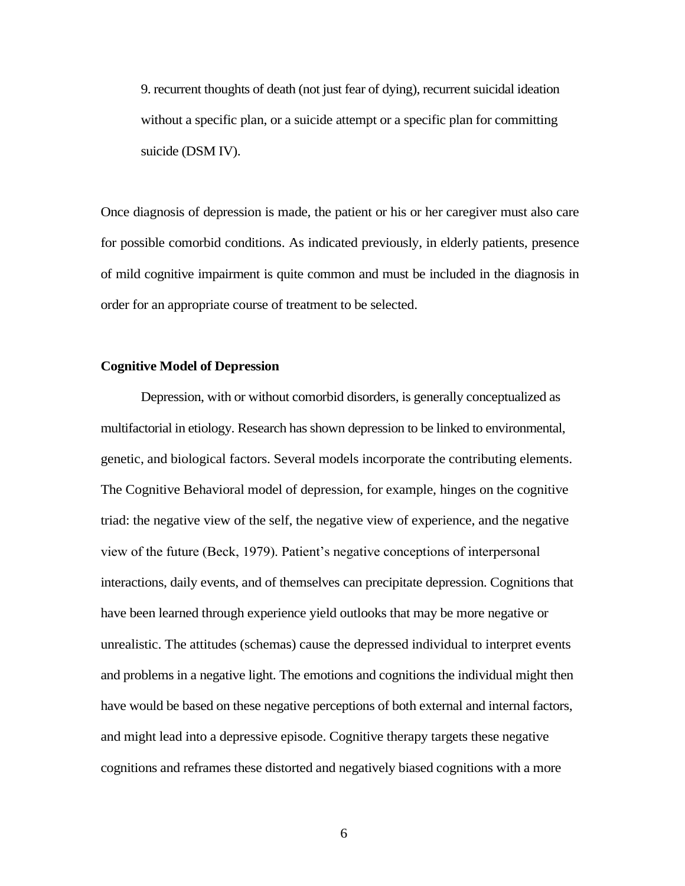9. recurrent thoughts of death (not just fear of dying), recurrent suicidal ideation without a specific plan, or a suicide attempt or a specific plan for committing suicide (DSM IV).

Once diagnosis of depression is made, the patient or his or her caregiver must also care for possible comorbid conditions. As indicated previously, in elderly patients, presence of mild cognitive impairment is quite common and must be included in the diagnosis in order for an appropriate course of treatment to be selected.

**Cognitive Model of Depression**

Depression, with or without comorbid disorders, is generally conceptualized as multifactorial in etiology. Research has shown depression to be linked to environmental, genetic, and biological factors. Several models incorporate the contributing elements. The Cognitive Behavioral model of depression, for example, hinges on the cognitive triad: the negative view of the self, the negative view of experience, and the negative view of the future (Beck, 1979). Patient's negative conceptions of interpersonal interactions, daily events, and of themselves can precipitate depression. Cognitions that have been learned through experience yield outlooks that may be more negative or unrealistic. The attitudes (schemas) cause the depressed individual to interpret events and problems in a negative light. The emotions and cognitions the individual might then have would be based on these negative perceptions of both external and internal factors, and might lead into a depressive episode. Cognitive therapy targets these negative cognitions and reframes these distorted and negatively biased cognitions with a more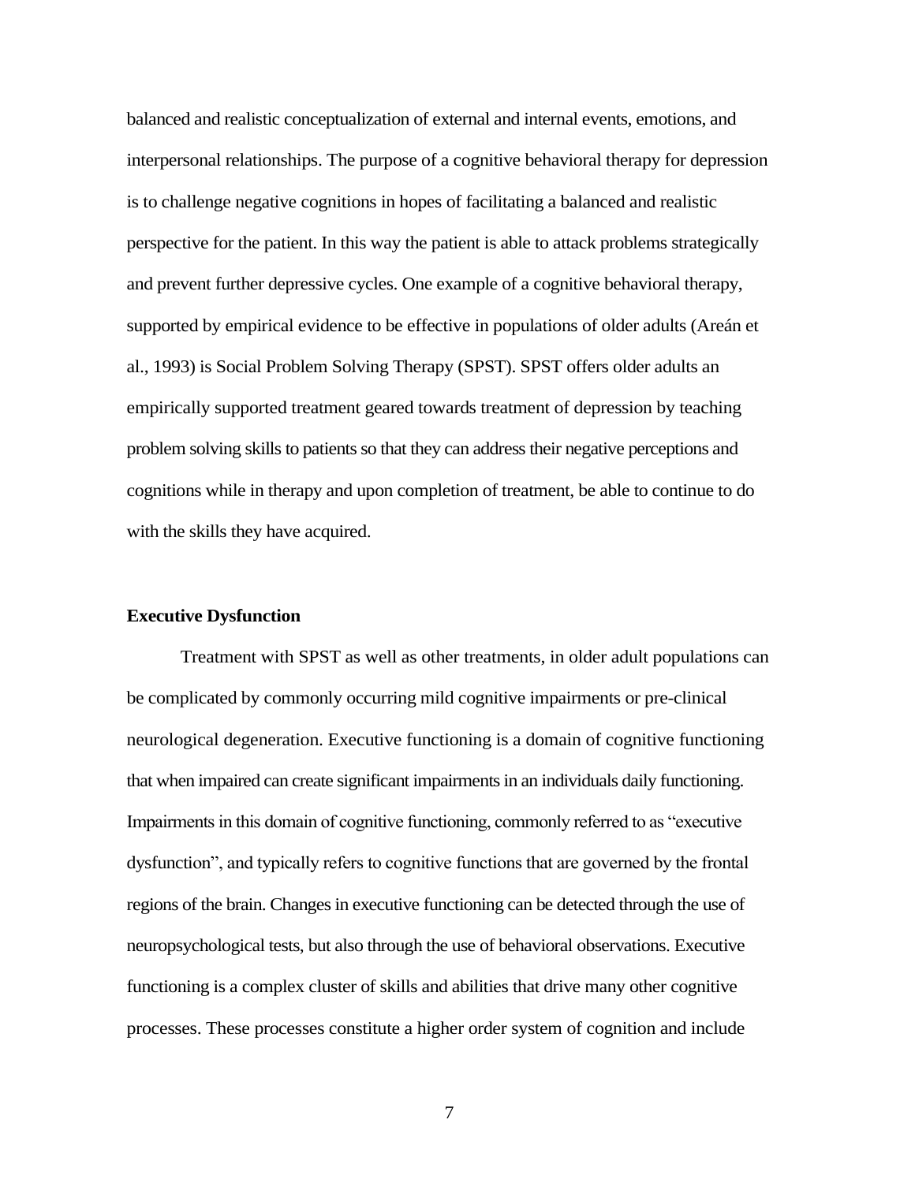balanced and realistic conceptualization of external and internal events, emotions, and interpersonal relationships. The purpose of a cognitive behavioral therapy for depression is to challenge negative cognitions in hopes of facilitating a balanced and realistic perspective for the patient. In this way the patient is able to attack problems strategically and prevent further depressive cycles. One example of a cognitive behavioral therapy, supported by empirical evidence to be effective in populations of older adults (Areán et al., 1993) is Social Problem Solving Therapy (SPST). SPST offers older adults an empirically supported treatment geared towards treatment of depression by teaching problem solving skills to patients so that they can address their negative perceptions and cognitions while in therapy and upon completion of treatment, be able to continue to do with the skills they have acquired.

**Executive Dysfunction**

Treatment with SPST as well as other treatments, in older adult populations can be complicated by commonly occurring mild cognitive impairments or pre-clinical neurological degeneration. Executive functioning is a domain of cognitive functioning that when impaired can create significant impairments in an individuals daily functioning. Impairments in this domain of cognitive functioning, commonly referred to as "executive dysfunction", and typically refers to cognitive functions that are governed by the frontal regions of the brain. Changes in executive functioning can be detected through the use of neuropsychological tests, but also through the use of behavioral observations. Executive functioning is a complex cluster of skills and abilities that drive many other cognitive processes. These processes constitute a higher order system of cognition and include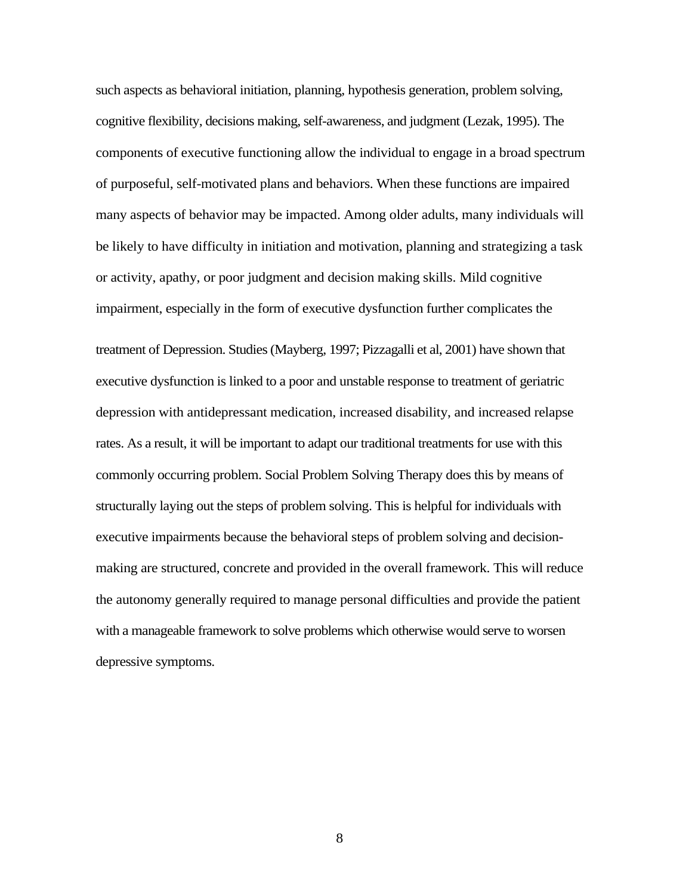such aspects as behavioral initiation, planning, hypothesis generation, problem solving, cognitive flexibility, decisions making, self-awareness, and judgment (Lezak, 1995). The components of executive functioning allow the individual to engage in a broad spectrum of purposeful, self-motivated plans and behaviors. When these functions are impaired many aspects of behavior may be impacted. Among older adults, many individuals will be likely to have difficulty in initiation and motivation, planning and strategizing a task or activity, apathy, or poor judgment and decision making skills. Mild cognitive impairment, especially in the form of executive dysfunction further complicates the treatment of Depression. Studies (Mayberg, 1997; Pizzagalli et al, 2001) have shown that executive dysfunction is linked to a poor and unstable response to treatment of geriatric depression with antidepressant medication, increased disability, and increased relapse rates. As a result, it will be important to adapt our traditional treatments for use with this commonly occurring problem. Social Problem Solving Therapy does this by means of structurally laying out the steps of problem solving. This is helpful for individuals with executive impairments because the behavioral steps of problem solving and decision-making are structured, concrete and provided in the overall framework. This will reduce the autonomy generally required to manage personal difficulties and provide the patient with a manageable framework to solve problems which otherwise would serve to worsen depressive symptoms.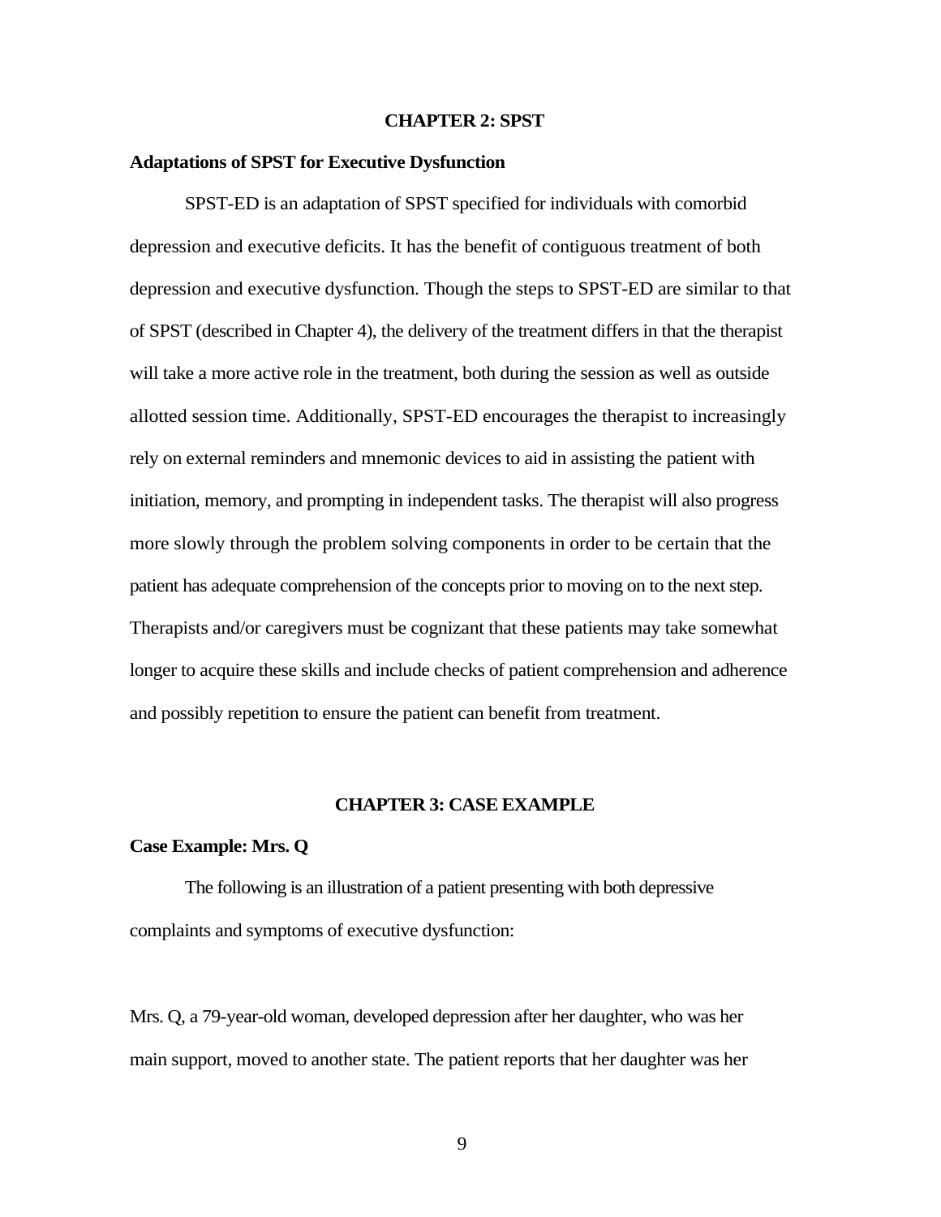# CHAPTER 2: SPST

## Adaptations of SPST for Executive Dysfunction

SPST-ED is an adaptation of SPST specified for individuals with comorbid depression and executive deficits. It has the benefit of contiguous treatment of both depression and executive dysfunction. Though the steps to SPST-ED are similar to that of SPST (described in Chapter 4), the delivery of the treatment differs in that the therapist will take a more active role in the treatment, both during the session as well as outside allotted session time. Additionally, SPST-ED encourages the therapist to increasingly rely on external reminders and mnemonic devices to aid in assisting the patient with initiation, memory, and prompting in independent tasks. The therapist will also progress more slowly through the problem solving components in order to be certain that the patient has adequate comprehension of the concepts prior to moving on to the next step. Therapists and/or caregivers must be cognizant that these patients may take somewhat longer to acquire these skills and include checks of patient comprehension and adherence and possibly repetition to ensure the patient can benefit from treatment.

# CHAPTER 3: CASE EXAMPLE

## Case Example: Mrs. Q

The following is an illustration of a patient presenting with both depressive complaints and symptoms of executive dysfunction:

Mrs. Q, a 79-year-old woman, developed depression after her daughter, who was her main support, moved to another state. The patient reports that her daughter was her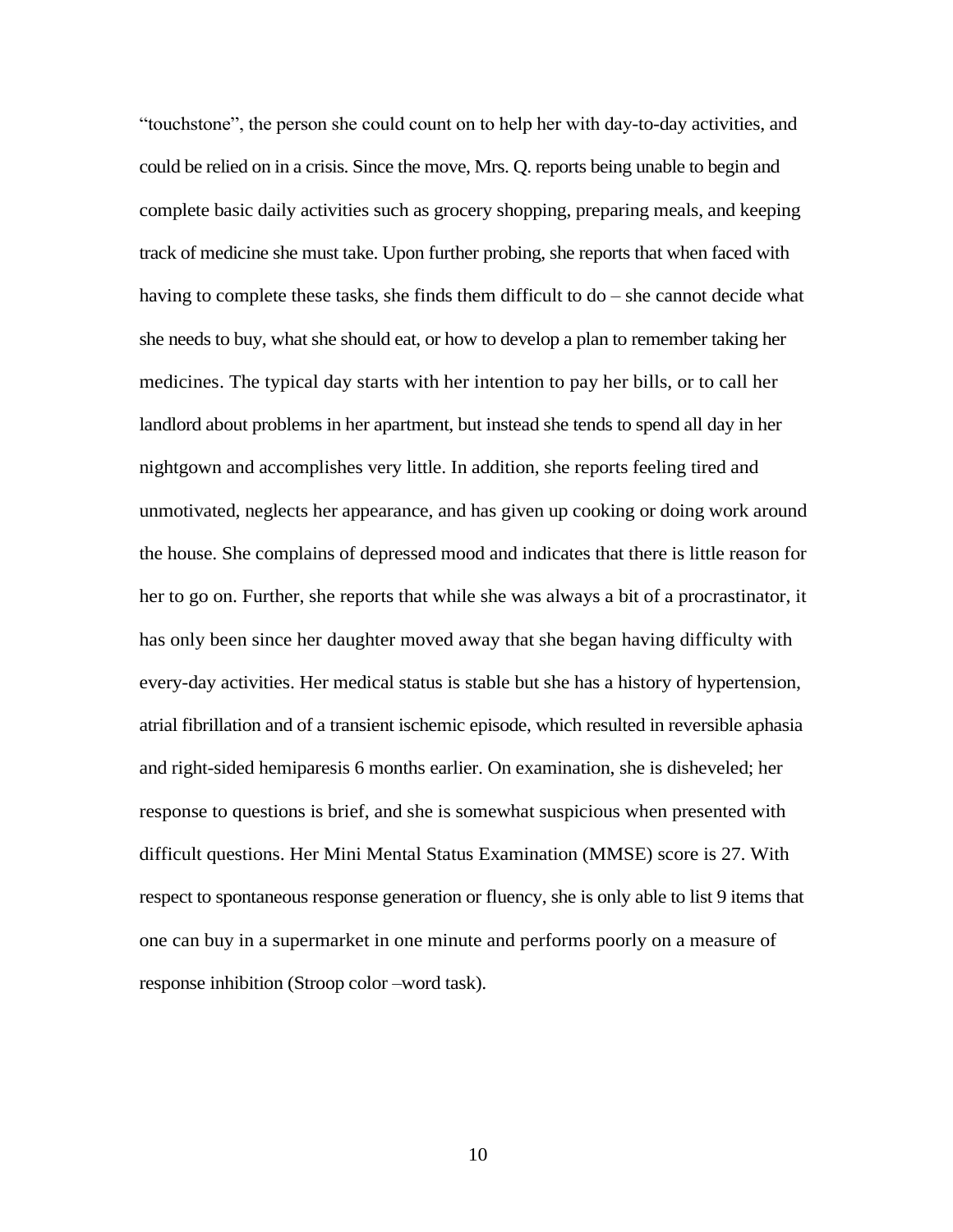"touchstone", the person she could count on to help her with day-to-day activities, and could be relied on in a crisis. Since the move, Mrs. Q. reports being unable to begin and complete basic daily activities such as grocery shopping, preparing meals, and keeping track of medicine she must take. Upon further probing, she reports that when faced with having to complete these tasks, she finds them difficult to do – she cannot decide what she needs to buy, what she should eat, or how to develop a plan to remember taking her medicines. The typical day starts with her intention to pay her bills, or to call her landlord about problems in her apartment, but instead she tends to spend all day in her nightgown and accomplishes very little. In addition, she reports feeling tired and unmotivated, neglects her appearance, and has given up cooking or doing work around the house. She complains of depressed mood and indicates that there is little reason for her to go on. Further, she reports that while she was always a bit of a procrastinator, it has only been since her daughter moved away that she began having difficulty with every-day activities. Her medical status is stable but she has a history of hypertension, atrial fibrillation and of a transient ischemic episode, which resulted in reversible aphasia and right-sided hemiparesis 6 months earlier. On examination, she is disheveled; her response to questions is brief, and she is somewhat suspicious when presented with difficult questions. Her Mini Mental Status Examination (MMSE) score is 27. With respect to spontaneous response generation or fluency, she is only able to list 9 items that one can buy in a supermarket in one minute and performs poorly on a measure of response inhibition (Stroop color –word task).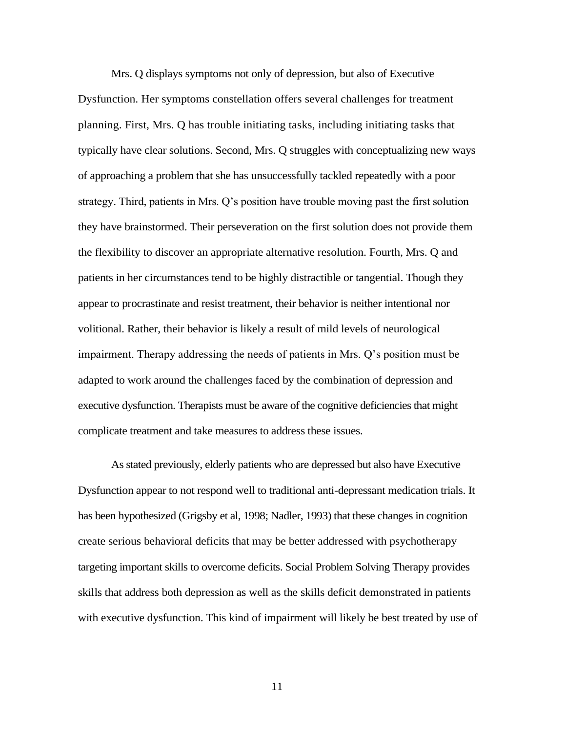Mrs. Q displays symptoms not only of depression, but also of Executive Dysfunction. Her symptoms constellation offers several challenges for treatment planning. First, Mrs. Q has trouble initiating tasks, including initiating tasks that typically have clear solutions. Second, Mrs. Q struggles with conceptualizing new ways of approaching a problem that she has unsuccessfully tackled repeatedly with a poor strategy. Third, patients in Mrs. Q's position have trouble moving past the first solution they have brainstormed. Their perseveration on the first solution does not provide them the flexibility to discover an appropriate alternative resolution. Fourth, Mrs. Q and patients in her circumstances tend to be highly distractible or tangential. Though they appear to procrastinate and resist treatment, their behavior is neither intentional nor volitional. Rather, their behavior is likely a result of mild levels of neurological impairment. Therapy addressing the needs of patients in Mrs. Q's position must be adapted to work around the challenges faced by the combination of depression and executive dysfunction. Therapists must be aware of the cognitive deficiencies that might complicate treatment and take measures to address these issues.

As stated previously, elderly patients who are depressed but also have Executive Dysfunction appear to not respond well to traditional anti-depressant medication trials. It has been hypothesized (Grigsby et al, 1998; Nadler, 1993) that these changes in cognition create serious behavioral deficits that may be better addressed with psychotherapy targeting important skills to overcome deficits. Social Problem Solving Therapy provides skills that address both depression as well as the skills deficit demonstrated in patients with executive dysfunction. This kind of impairment will likely be best treated by use of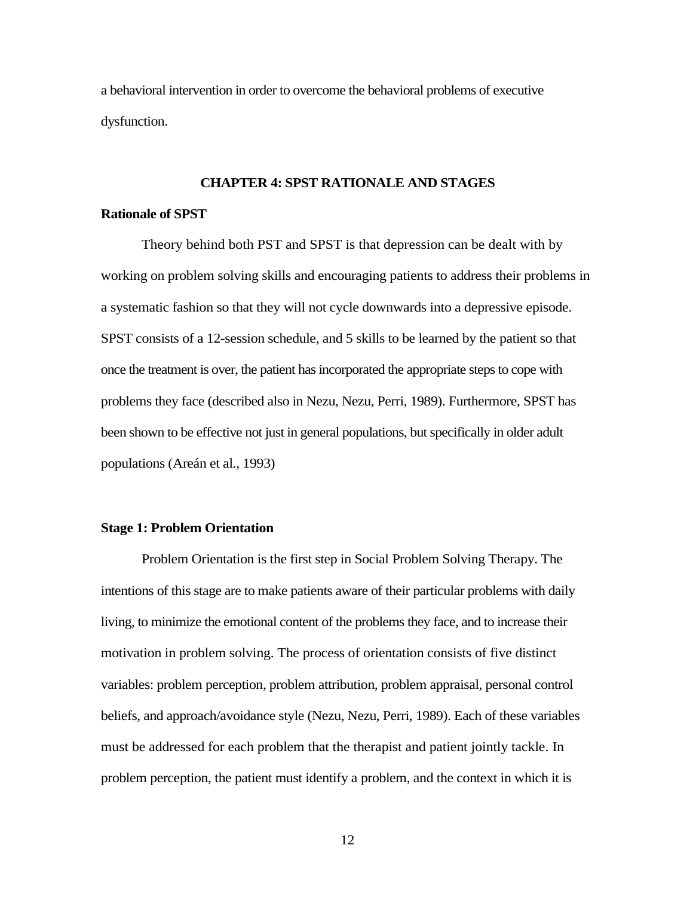a behavioral intervention in order to overcome the behavioral problems of executive dysfunction.

## CHAPTER 4: SPST RATIONALE AND STAGES

### Rationale of SPST

Theory behind both PST and SPST is that depression can be dealt with by working on problem solving skills and encouraging patients to address their problems in a systematic fashion so that they will not cycle downwards into a depressive episode. SPST consists of a 12-session schedule, and 5 skills to be learned by the patient so that once the treatment is over, the patient has incorporated the appropriate steps to cope with problems they face (described also in Nezu, Nezu, Perri, 1989). Furthermore, SPST has been shown to be effective not just in general populations, but specifically in older adult populations (Areán et al., 1993)

### Stage 1: Problem Orientation

Problem Orientation is the first step in Social Problem Solving Therapy. The intentions of this stage are to make patients aware of their particular problems with daily living, to minimize the emotional content of the problems they face, and to increase their motivation in problem solving. The process of orientation consists of five distinct variables: problem perception, problem attribution, problem appraisal, personal control beliefs, and approach/avoidance style (Nezu, Nezu, Perri, 1989). Each of these variables must be addressed for each problem that the therapist and patient jointly tackle. In problem perception, the patient must identify a problem, and the context in which it is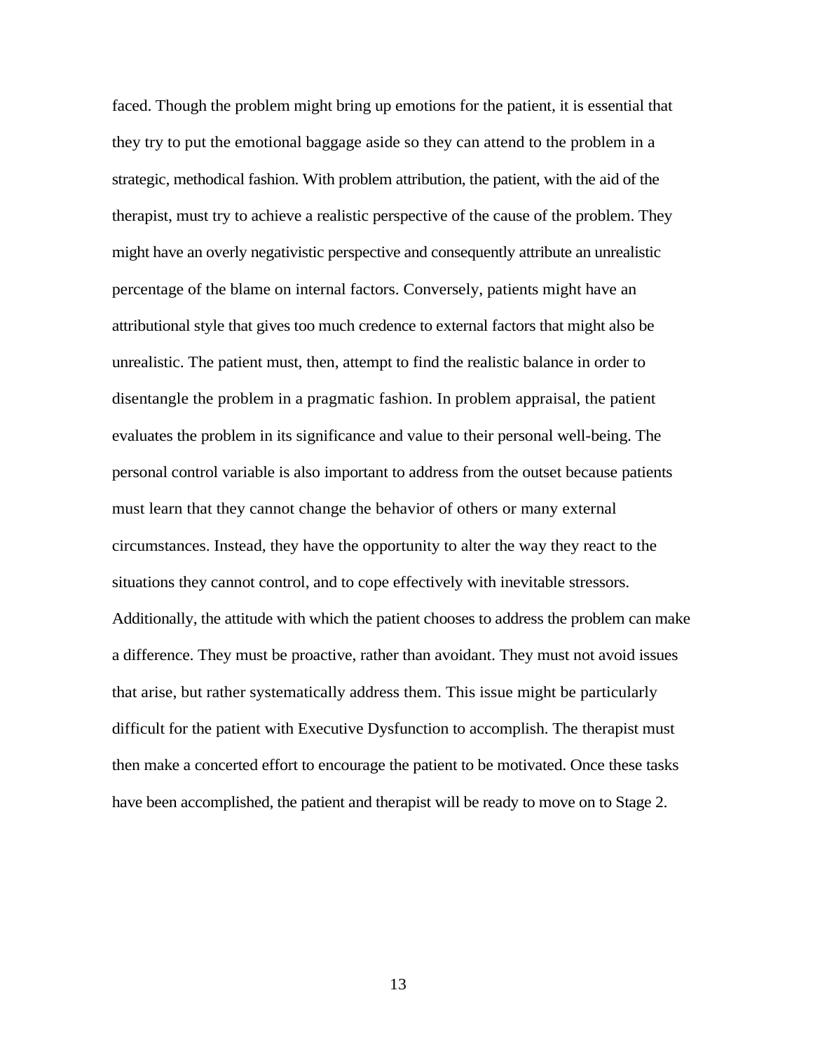faced. Though the problem might bring up emotions for the patient, it is essential that they try to put the emotional baggage aside so they can attend to the problem in a strategic, methodical fashion. With problem attribution, the patient, with the aid of the therapist, must try to achieve a realistic perspective of the cause of the problem. They might have an overly negativistic perspective and consequently attribute an unrealistic percentage of the blame on internal factors. Conversely, patients might have an attributional style that gives too much credence to external factors that might also be unrealistic. The patient must, then, attempt to find the realistic balance in order to disentangle the problem in a pragmatic fashion. In problem appraisal, the patient evaluates the problem in its significance and value to their personal well-being. The personal control variable is also important to address from the outset because patients must learn that they cannot change the behavior of others or many external circumstances. Instead, they have the opportunity to alter the way they react to the situations they cannot control, and to cope effectively with inevitable stressors. Additionally, the attitude with which the patient chooses to address the problem can make a difference. They must be proactive, rather than avoidant. They must not avoid issues that arise, but rather systematically address them. This issue might be particularly difficult for the patient with Executive Dysfunction to accomplish. The therapist must then make a concerted effort to encourage the patient to be motivated. Once these tasks have been accomplished, the patient and therapist will be ready to move on to Stage 2.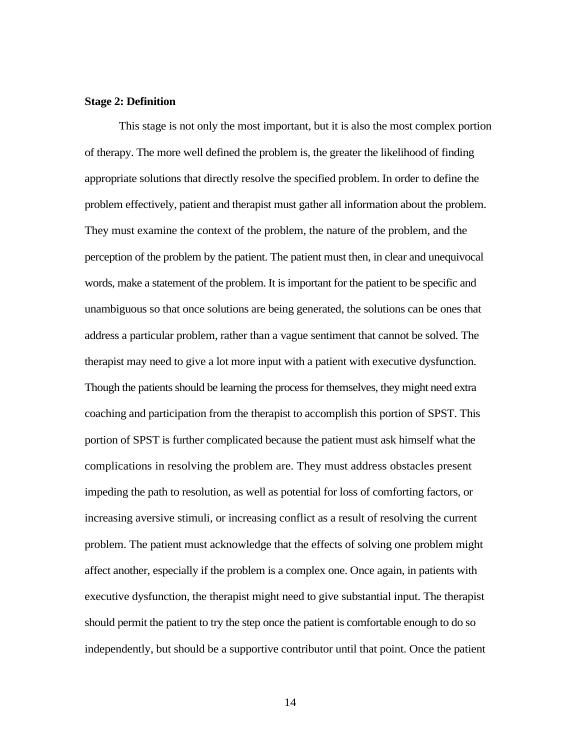**Stage 2: Definition**

This stage is not only the most important, but it is also the most complex portion of therapy. The more well defined the problem is, the greater the likelihood of finding appropriate solutions that directly resolve the specified problem. In order to define the problem effectively, patient and therapist must gather all information about the problem. They must examine the context of the problem, the nature of the problem, and the perception of the problem by the patient. The patient must then, in clear and unequivocal words, make a statement of the problem. It is important for the patient to be specific and unambiguous so that once solutions are being generated, the solutions can be ones that address a particular problem, rather than a vague sentiment that cannot be solved. The therapist may need to give a lot more input with a patient with executive dysfunction. Though the patients should be learning the process for themselves, they might need extra coaching and participation from the therapist to accomplish this portion of SPST. This portion of SPST is further complicated because the patient must ask himself what the complications in resolving the problem are. They must address obstacles present impeding the path to resolution, as well as potential for loss of comforting factors, or increasing aversive stimuli, or increasing conflict as a result of resolving the current problem. The patient must acknowledge that the effects of solving one problem might affect another, especially if the problem is a complex one. Once again, in patients with executive dysfunction, the therapist might need to give substantial input. The therapist should permit the patient to try the step once the patient is comfortable enough to do so independently, but should be a supportive contributor until that point. Once the patient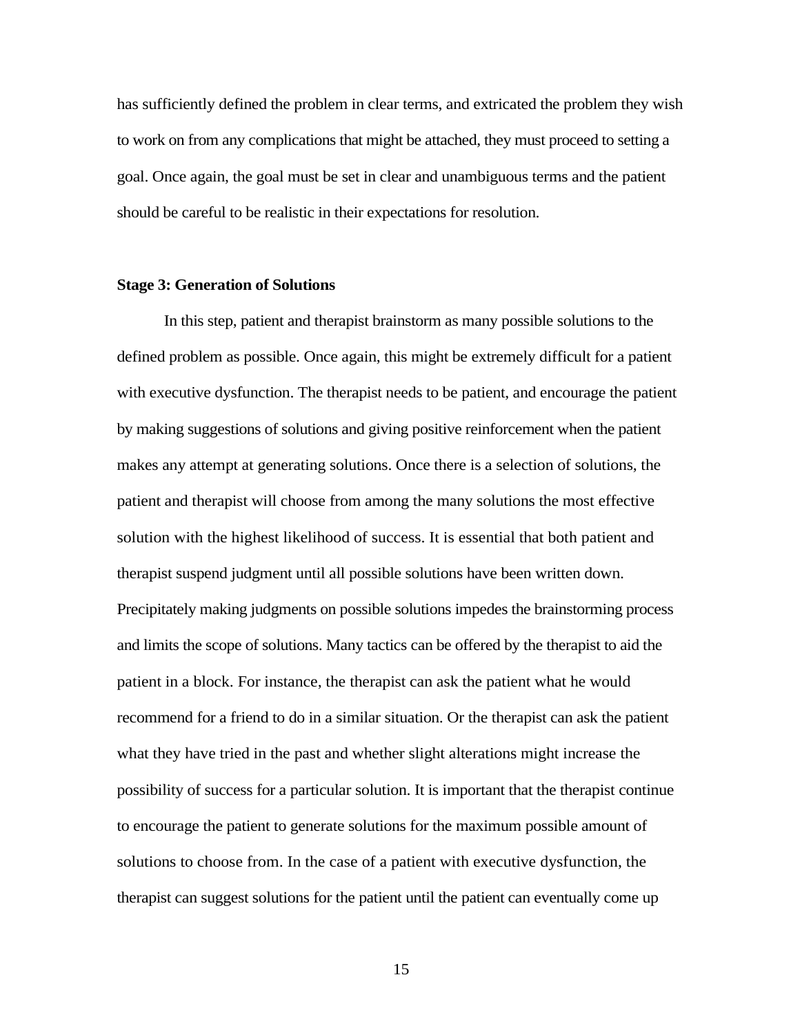has sufficiently defined the problem in clear terms, and extricated the problem they wish to work on from any complications that might be attached, they must proceed to setting a goal. Once again, the goal must be set in clear and unambiguous terms and the patient should be careful to be realistic in their expectations for resolution.

**Stage 3: Generation of Solutions**

In this step, patient and therapist brainstorm as many possible solutions to the defined problem as possible. Once again, this might be extremely difficult for a patient with executive dysfunction. The therapist needs to be patient, and encourage the patient by making suggestions of solutions and giving positive reinforcement when the patient makes any attempt at generating solutions. Once there is a selection of solutions, the patient and therapist will choose from among the many solutions the most effective solution with the highest likelihood of success. It is essential that both patient and therapist suspend judgment until all possible solutions have been written down. Precipitately making judgments on possible solutions impedes the brainstorming process and limits the scope of solutions. Many tactics can be offered by the therapist to aid the patient in a block. For instance, the therapist can ask the patient what he would recommend for a friend to do in a similar situation. Or the therapist can ask the patient what they have tried in the past and whether slight alterations might increase the possibility of success for a particular solution. It is important that the therapist continue to encourage the patient to generate solutions for the maximum possible amount of solutions to choose from. In the case of a patient with executive dysfunction, the therapist can suggest solutions for the patient until the patient can eventually come up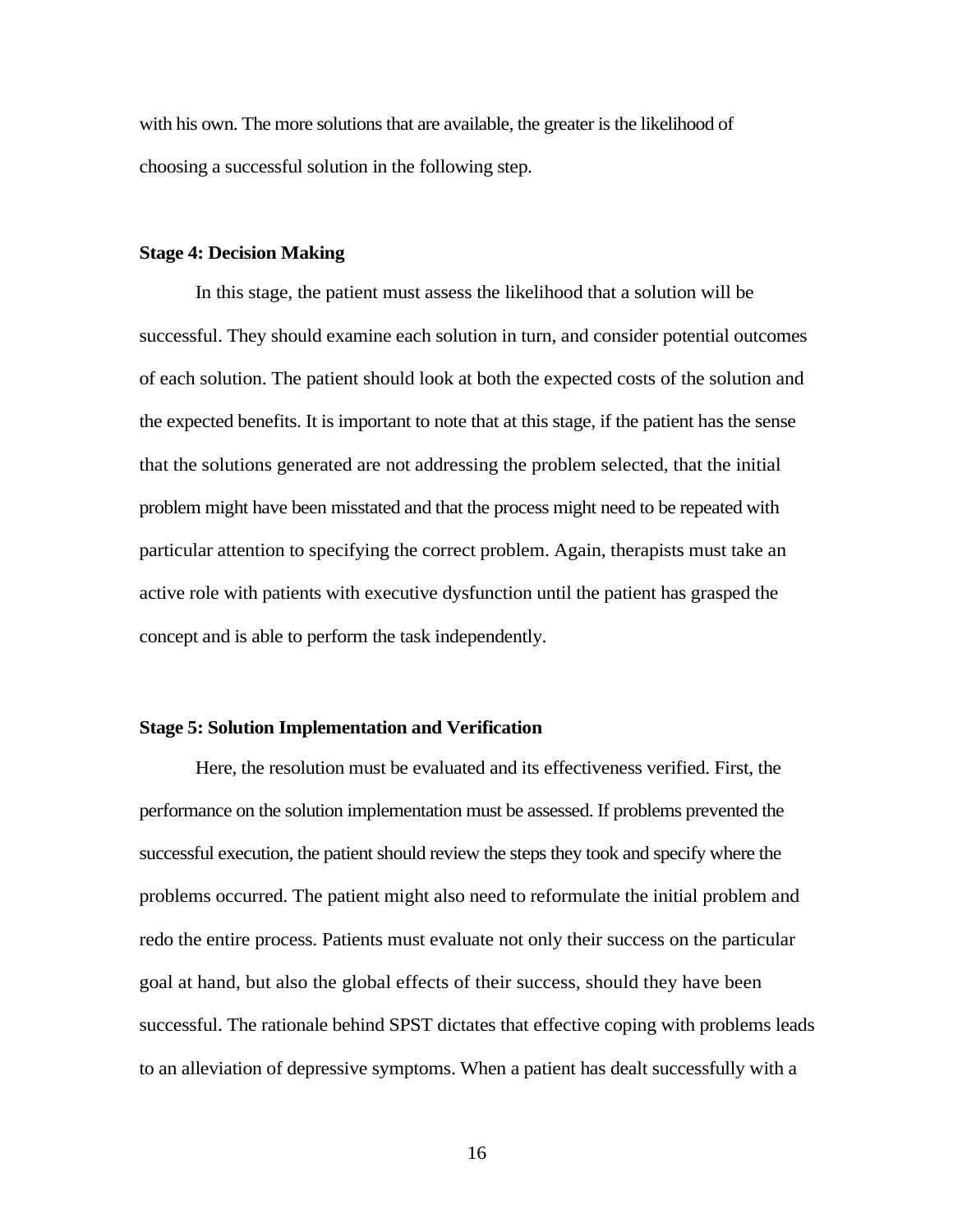with his own. The more solutions that are available, the greater is the likelihood of choosing a successful solution in the following step.

**Stage 4: Decision Making**

In this stage, the patient must assess the likelihood that a solution will be successful. They should examine each solution in turn, and consider potential outcomes of each solution. The patient should look at both the expected costs of the solution and the expected benefits. It is important to note that at this stage, if the patient has the sense that the solutions generated are not addressing the problem selected, that the initial problem might have been misstated and that the process might need to be repeated with particular attention to specifying the correct problem. Again, therapists must take an active role with patients with executive dysfunction until the patient has grasped the concept and is able to perform the task independently.

**Stage 5: Solution Implementation and Verification**

Here, the resolution must be evaluated and its effectiveness verified. First, the performance on the solution implementation must be assessed. If problems prevented the successful execution, the patient should review the steps they took and specify where the problems occurred. The patient might also need to reformulate the initial problem and redo the entire process. Patients must evaluate not only their success on the particular goal at hand, but also the global effects of their success, should they have been successful. The rationale behind SPST dictates that effective coping with problems leads to an alleviation of depressive symptoms. When a patient has dealt successfully with a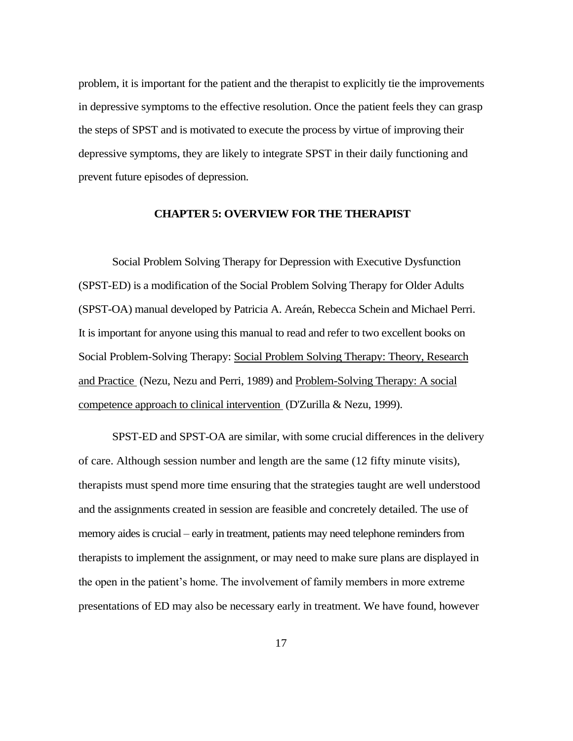problem, it is important for the patient and the therapist to explicitly tie the improvements in depressive symptoms to the effective resolution. Once the patient feels they can grasp the steps of SPST and is motivated to execute the process by virtue of improving their depressive symptoms, they are likely to integrate SPST in their daily functioning and prevent future episodes of depression.

## CHAPTER 5: OVERVIEW FOR THE THERAPIST

Social Problem Solving Therapy for Depression with Executive Dysfunction (SPST-ED) is a modification of the Social Problem Solving Therapy for Older Adults (SPST-OA) manual developed by Patricia A. Areán, Rebecca Schein and Michael Perri. It is important for anyone using this manual to read and refer to two excellent books on Social Problem-Solving Therapy: Social Problem Solving Therapy: Theory, Research and Practice (Nezu, Nezu and Perri, 1989) and Problem-Solving Therapy: A social competence approach to clinical intervention (D'Zurilla & Nezu, 1999).

SPST-ED and SPST-OA are similar, with some crucial differences in the delivery of care. Although session number and length are the same (12 fifty minute visits), therapists must spend more time ensuring that the strategies taught are well understood and the assignments created in session are feasible and concretely detailed. The use of memory aides is crucial – early in treatment, patients may need telephone reminders from therapists to implement the assignment, or may need to make sure plans are displayed in the open in the patient's home. The involvement of family members in more extreme presentations of ED may also be necessary early in treatment. We have found, however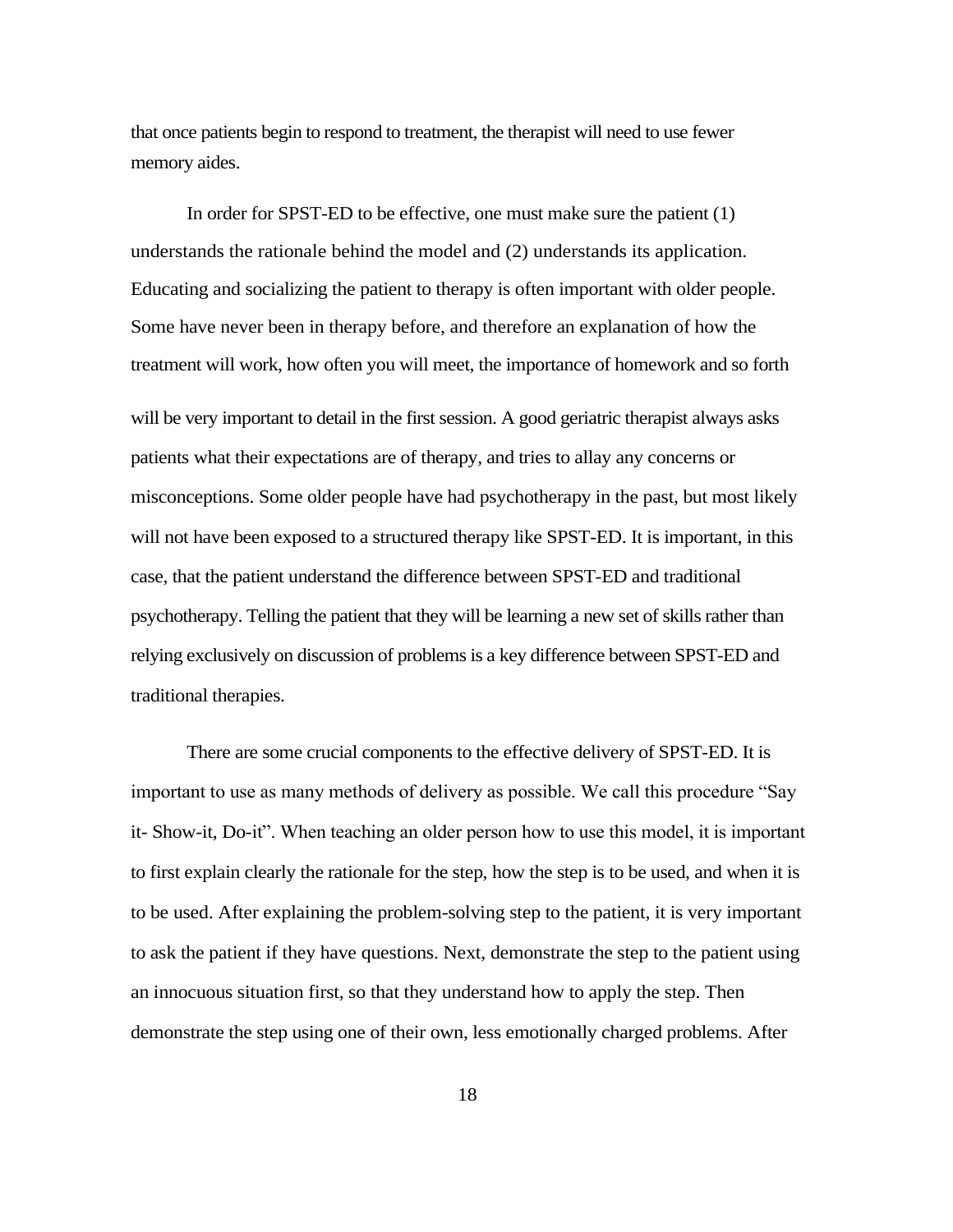that once patients begin to respond to treatment, the therapist will need to use fewer memory aides.

In order for SPST-ED to be effective, one must make sure the patient (1) understands the rationale behind the model and (2) understands its application. Educating and socializing the patient to therapy is often important with older people. Some have never been in therapy before, and therefore an explanation of how the treatment will work, how often you will meet, the importance of homework and so forth will be very important to detail in the first session. A good geriatric therapist always asks patients what their expectations are of therapy, and tries to allay any concerns or misconceptions. Some older people have had psychotherapy in the past, but most likely will not have been exposed to a structured therapy like SPST-ED. It is important, in this case, that the patient understand the difference between SPST-ED and traditional psychotherapy. Telling the patient that they will be learning a new set of skills rather than relying exclusively on discussion of problems is a key difference between SPST-ED and traditional therapies.

There are some crucial components to the effective delivery of SPST-ED. It is important to use as many methods of delivery as possible. We call this procedure "Say it- Show-it, Do-it". When teaching an older person how to use this model, it is important to first explain clearly the rationale for the step, how the step is to be used, and when it is to be used. After explaining the problem-solving step to the patient, it is very important to ask the patient if they have questions. Next, demonstrate the step to the patient using an innocuous situation first, so that they understand how to apply the step. Then demonstrate the step using one of their own, less emotionally charged problems. After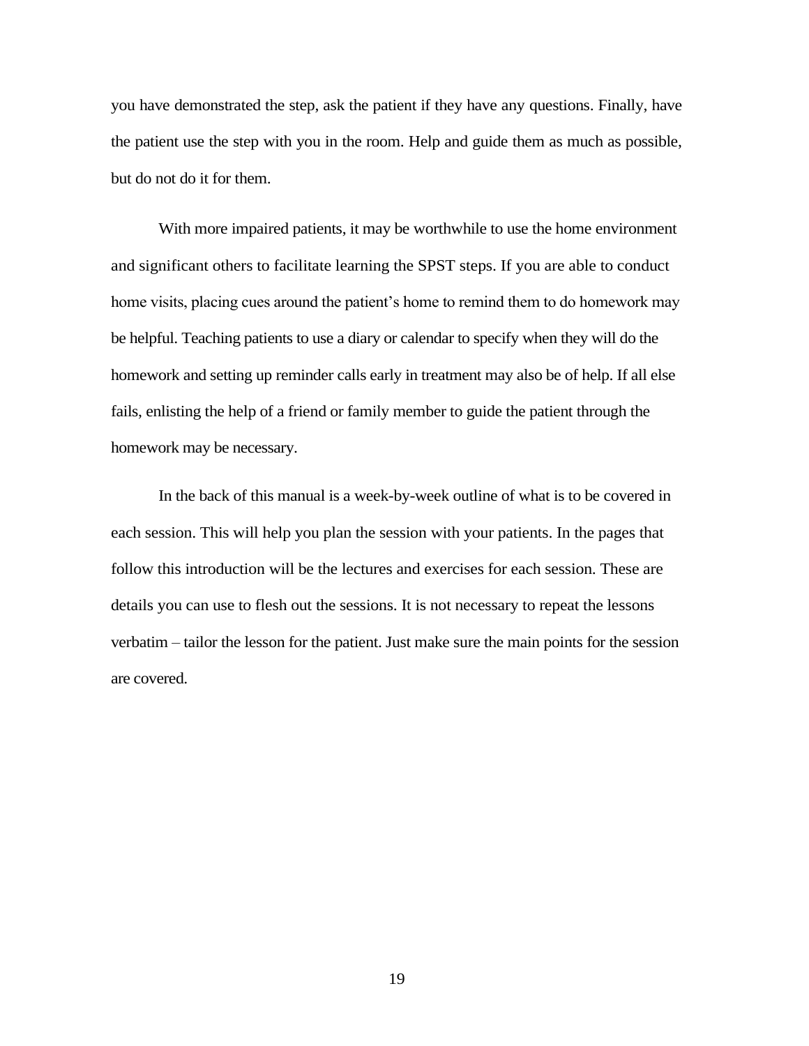you have demonstrated the step, ask the patient if they have any questions. Finally, have the patient use the step with you in the room. Help and guide them as much as possible, but do not do it for them.

With more impaired patients, it may be worthwhile to use the home environment and significant others to facilitate learning the SPST steps. If you are able to conduct home visits, placing cues around the patient's home to remind them to do homework may be helpful. Teaching patients to use a diary or calendar to specify when they will do the homework and setting up reminder calls early in treatment may also be of help. If all else fails, enlisting the help of a friend or family member to guide the patient through the homework may be necessary.

In the back of this manual is a week-by-week outline of what is to be covered in each session. This will help you plan the session with your patients. In the pages that follow this introduction will be the lectures and exercises for each session. These are details you can use to flesh out the sessions. It is not necessary to repeat the lessons verbatim – tailor the lesson for the patient. Just make sure the main points for the session are covered.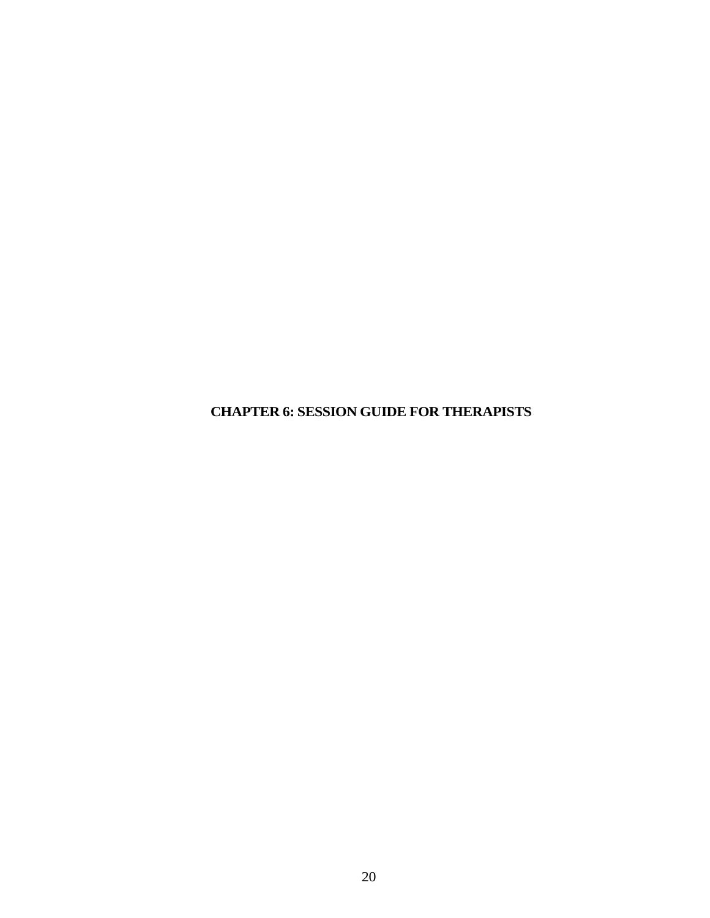# CHAPTER 6: SESSION GUIDE FOR THERAPISTS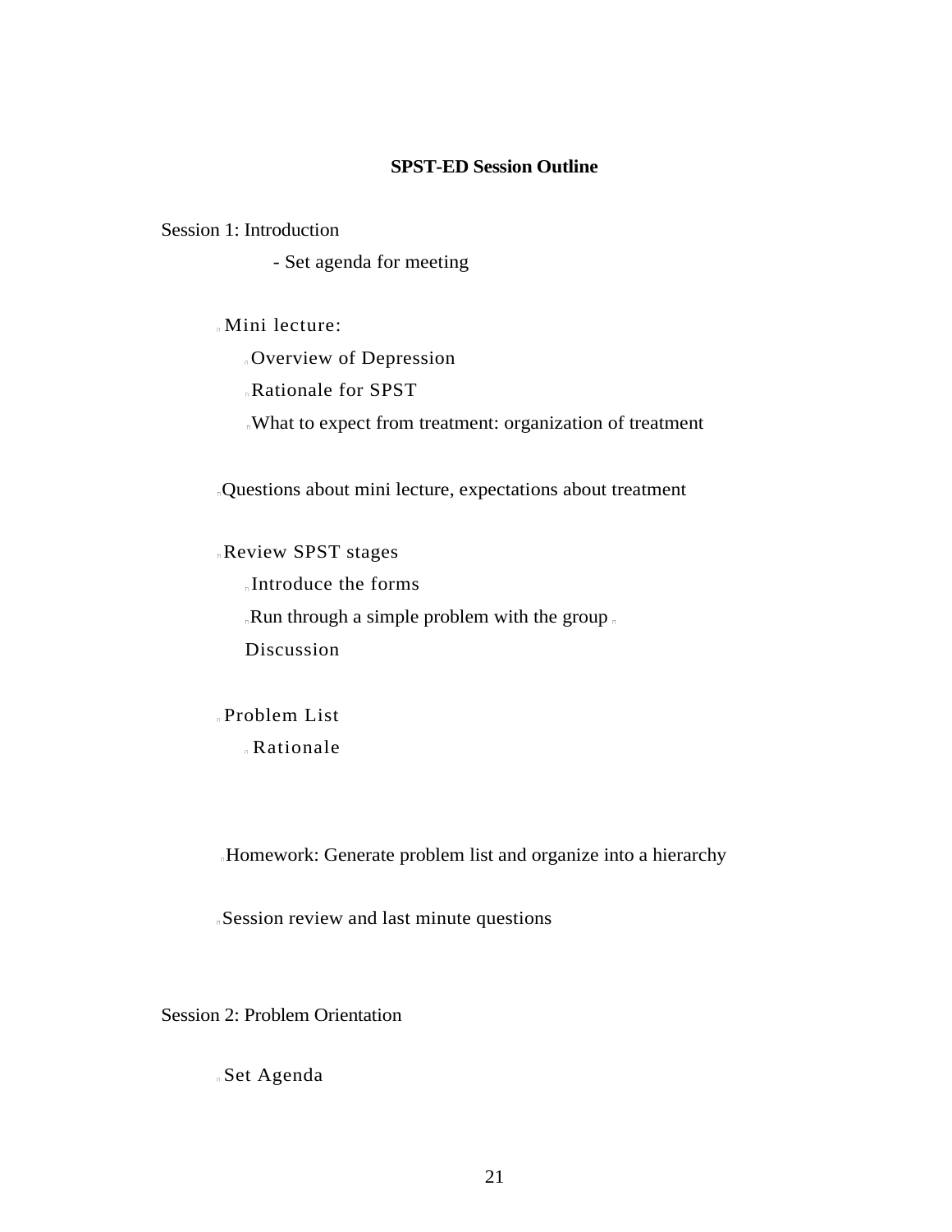**SPST-ED Session Outline**

Session 1: Introduction

- Set agenda for meeting

- Mini lecture:
  - Overview of Depression
  - Rationale for SPST
  - What to expect from treatment: organization of treatment

- Questions about mini lecture, expectations about treatment

- Review SPST stages
  - Introduce the forms
  - Run through a simple problem with the group
  - Discussion

- Problem List
  - Rationale

- Homework: Generate problem list and organize into a hierarchy

- Session review and last minute questions

Session 2: Problem Orientation

- Set Agenda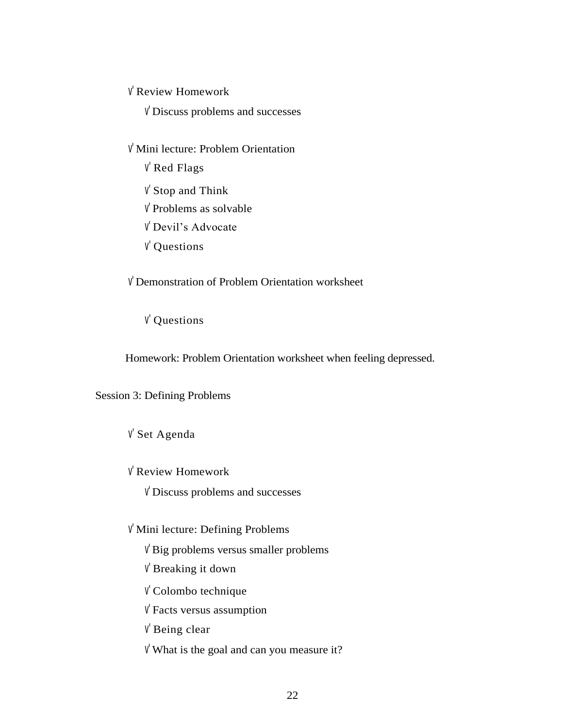- √ Review Homework
  - √ Discuss problems and successes

- √ Mini lecture: Problem Orientation
  - √ Red Flags
  - √ Stop and Think
  - √ Problems as solvable
  - √ Devil's Advocate
  - √ Questions

- √ Demonstration of Problem Orientation worksheet

  - √ Questions

Homework: Problem Orientation worksheet when feeling depressed.

Session 3: Defining Problems

- √ Set Agenda

- √ Review Homework
  - √ Discuss problems and successes

- √ Mini lecture: Defining Problems
  - √ Big problems versus smaller problems
  - √ Breaking it down
  - √ Colombo technique
  - √ Facts versus assumption
  - √ Being clear
  - √ What is the goal and can you measure it?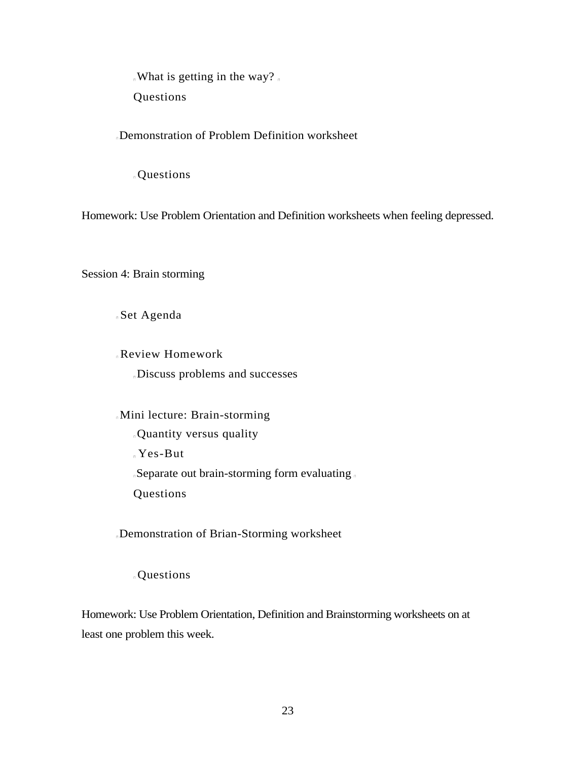- What is getting in the way?
- Questions

- Demonstration of Problem Definition worksheet
  - Questions

Homework: Use Problem Orientation and Definition worksheets when feeling depressed.

Session 4: Brain storming

- Set Agenda

- Review Homework
  - Discuss problems and successes

- Mini lecture: Brain-storming
  - Quantity versus quality
  - Yes-But
  - Separate out brain-storming form evaluating
  - Questions

- Demonstration of Brian-Storming worksheet
  - Questions

Homework: Use Problem Orientation, Definition and Brainstorming worksheets on at least one problem this week.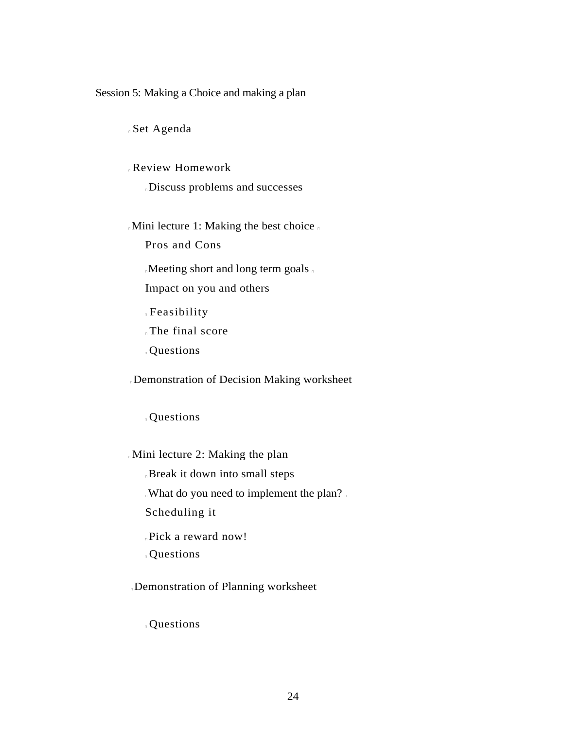Session 5: Making a Choice and making a plan

- Set Agenda
- Review Homework
  - Discuss problems and successes
- Mini lecture 1: Making the best choice
  - Pros and Cons
  - Meeting short and long term goals
  - Impact on you and others
  - Feasibility
  - The final score
  - Questions
- Demonstration of Decision Making worksheet
  - Questions
- Mini lecture 2: Making the plan
  - Break it down into small steps
  - What do you need to implement the plan?
  - Scheduling it
  - Pick a reward now!
  - Questions
- Demonstration of Planning worksheet
  - Questions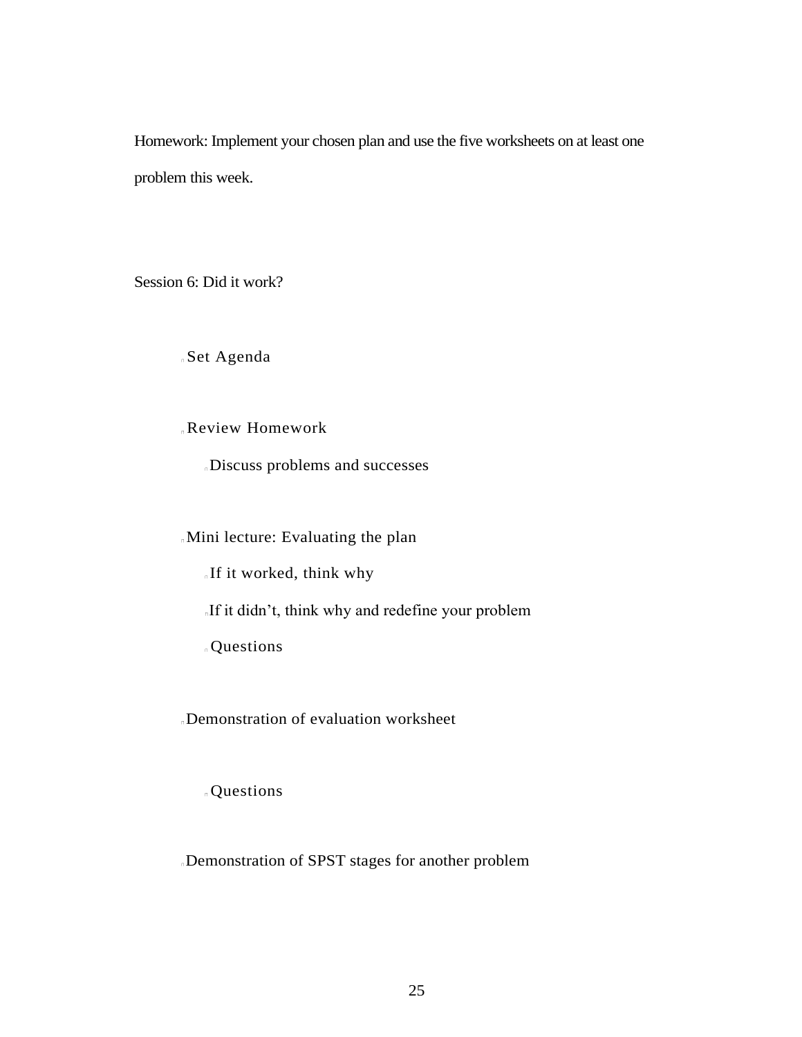Homework: Implement your chosen plan and use the five worksheets on at least one problem this week.

Session 6: Did it work?

- Set Agenda
- Review Homework
  - Discuss problems and successes
- Mini lecture: Evaluating the plan
  - If it worked, think why
  - If it didn't, think why and redefine your problem
  - Questions
- Demonstration of evaluation worksheet
  - Questions
- Demonstration of SPST stages for another problem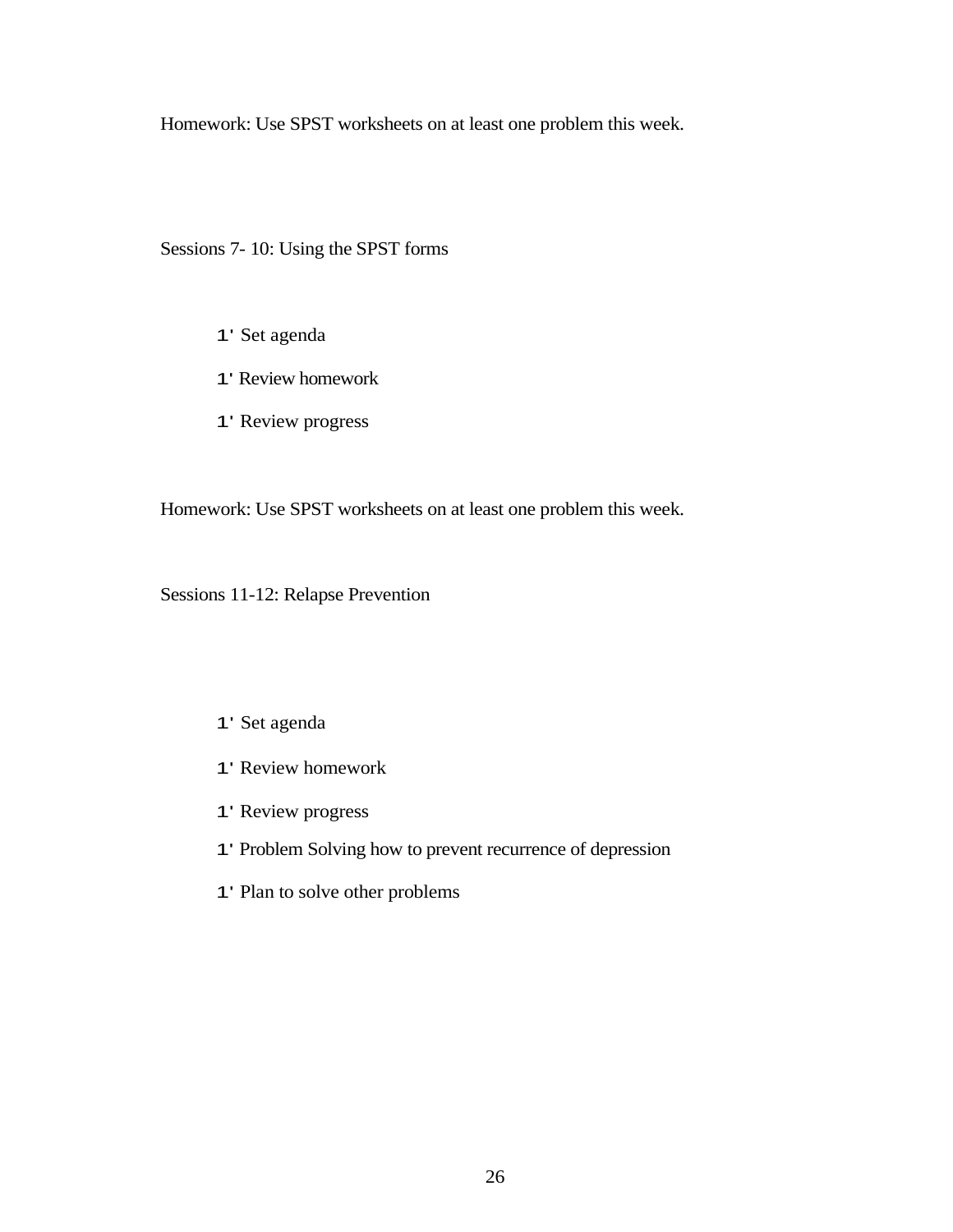Homework: Use SPST worksheets on at least one problem this week.

Sessions 7- 10: Using the SPST forms

- Set agenda
- Review homework
- Review progress

Homework: Use SPST worksheets on at least one problem this week.

Sessions 11-12: Relapse Prevention

- Set agenda
- Review homework
- Review progress
- Problem Solving how to prevent recurrence of depression
- Plan to solve other problems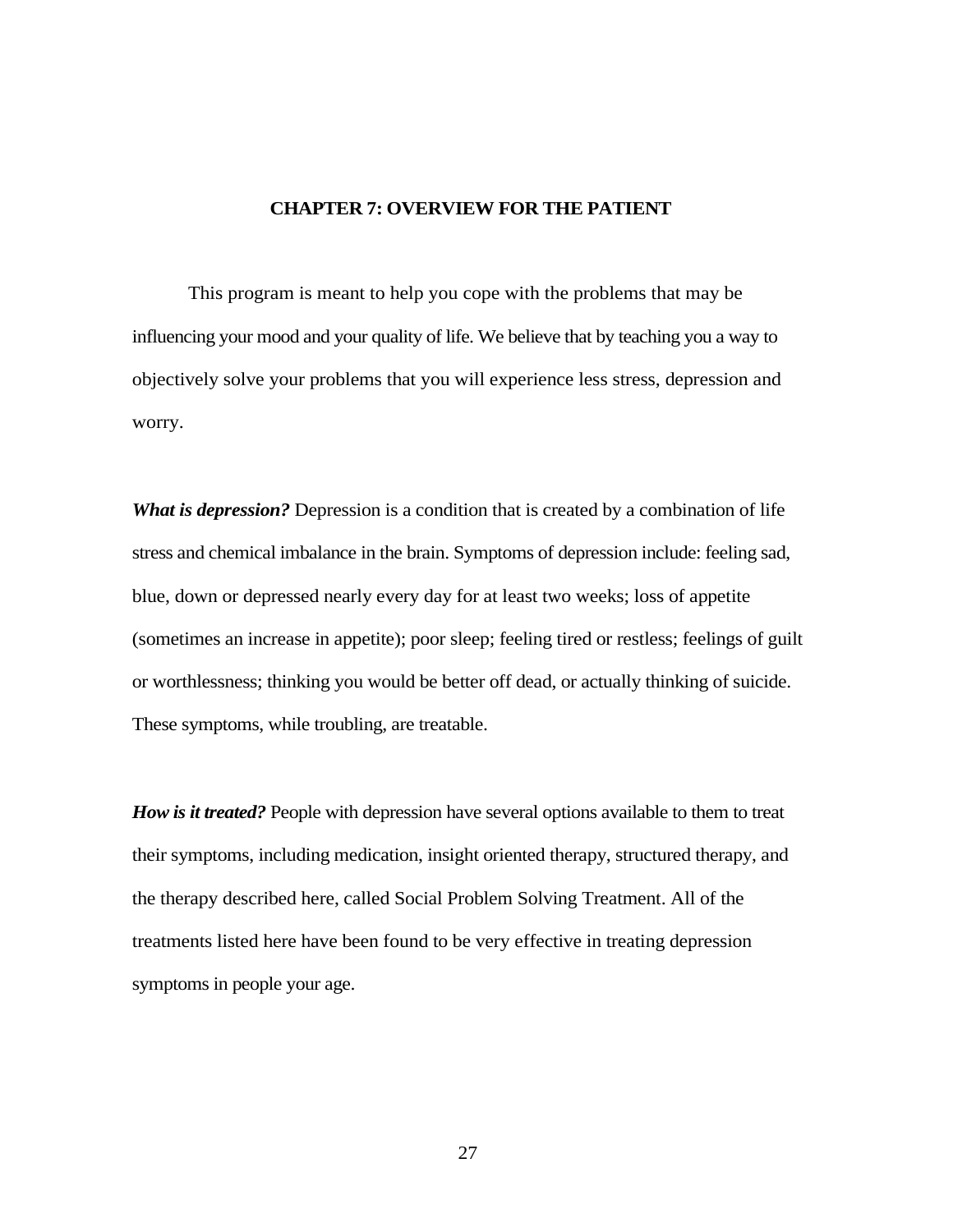## CHAPTER 7: OVERVIEW FOR THE PATIENT

This program is meant to help you cope with the problems that may be influencing your mood and your quality of life. We believe that by teaching you a way to objectively solve your problems that you will experience less stress, depression and worry.

***What is depression?*** Depression is a condition that is created by a combination of life stress and chemical imbalance in the brain. Symptoms of depression include: feeling sad, blue, down or depressed nearly every day for at least two weeks; loss of appetite (sometimes an increase in appetite); poor sleep; feeling tired or restless; feelings of guilt or worthlessness; thinking you would be better off dead, or actually thinking of suicide. These symptoms, while troubling, are treatable.

***How is it treated?*** People with depression have several options available to them to treat their symptoms, including medication, insight oriented therapy, structured therapy, and the therapy described here, called Social Problem Solving Treatment. All of the treatments listed here have been found to be very effective in treating depression symptoms in people your age.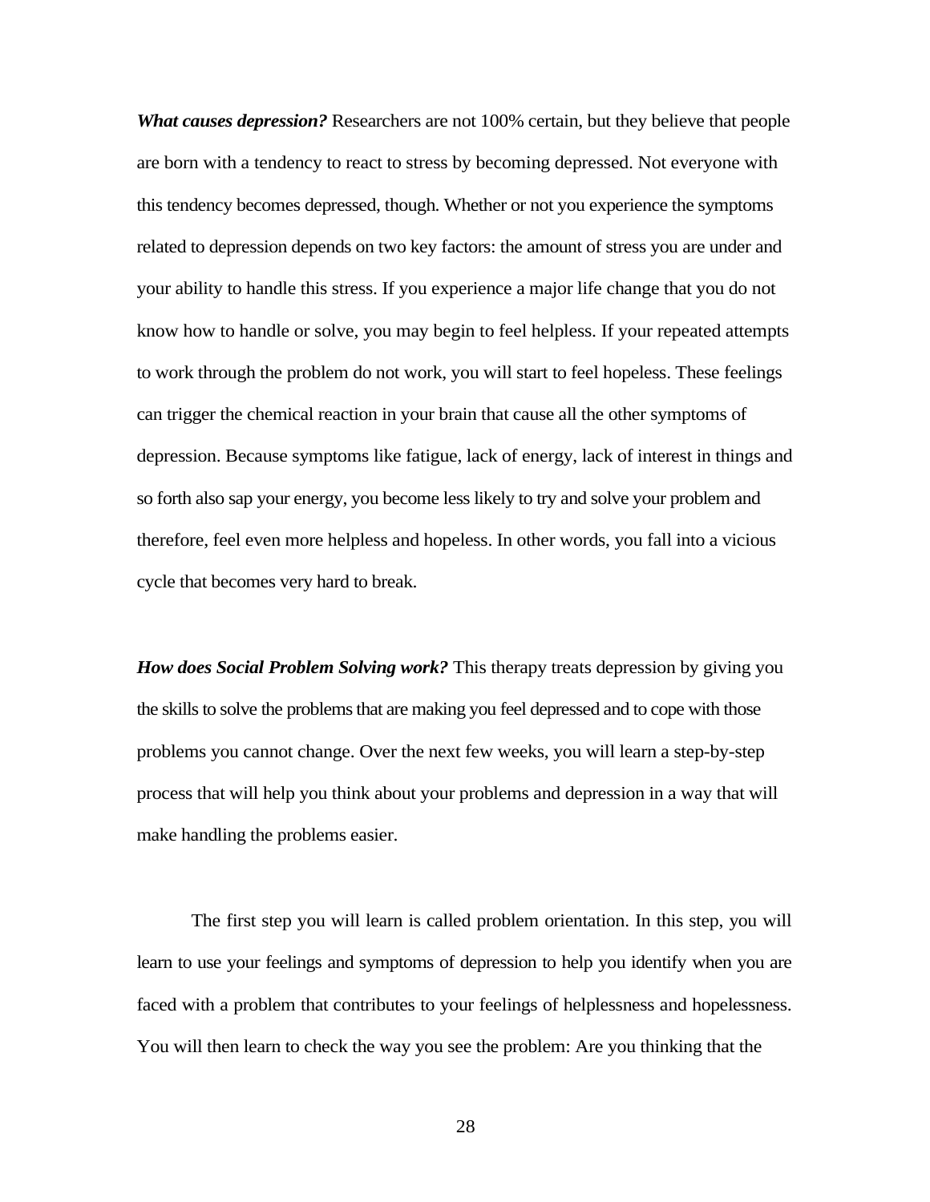***What causes depression?*** Researchers are not 100% certain, but they believe that people are born with a tendency to react to stress by becoming depressed. Not everyone with this tendency becomes depressed, though. Whether or not you experience the symptoms related to depression depends on two key factors: the amount of stress you are under and your ability to handle this stress. If you experience a major life change that you do not know how to handle or solve, you may begin to feel helpless. If your repeated attempts to work through the problem do not work, you will start to feel hopeless. These feelings can trigger the chemical reaction in your brain that cause all the other symptoms of depression. Because symptoms like fatigue, lack of energy, lack of interest in things and so forth also sap your energy, you become less likely to try and solve your problem and therefore, feel even more helpless and hopeless. In other words, you fall into a vicious cycle that becomes very hard to break.

***How does Social Problem Solving work?*** This therapy treats depression by giving you the skills to solve the problems that are making you feel depressed and to cope with those problems you cannot change. Over the next few weeks, you will learn a step-by-step process that will help you think about your problems and depression in a way that will make handling the problems easier.

The first step you will learn is called problem orientation. In this step, you will learn to use your feelings and symptoms of depression to help you identify when you are faced with a problem that contributes to your feelings of helplessness and hopelessness. You will then learn to check the way you see the problem: Are you thinking that the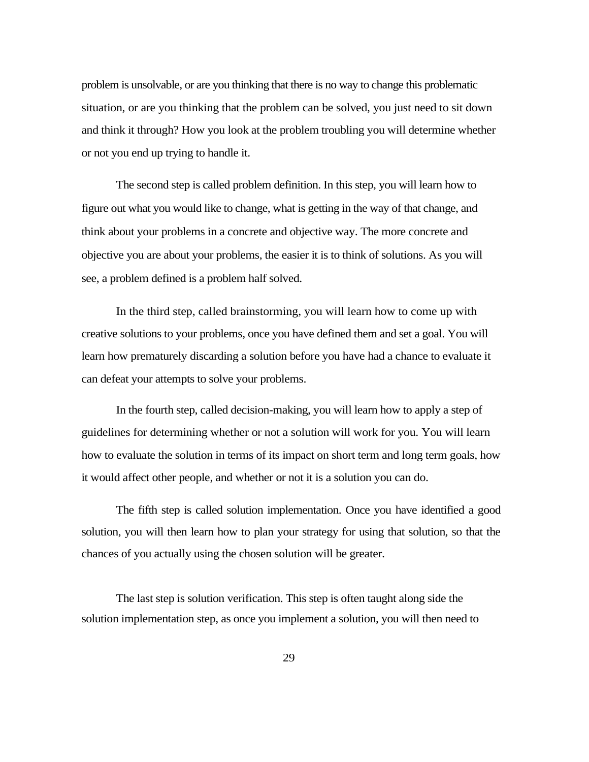problem is unsolvable, or are you thinking that there is no way to change this problematic situation, or are you thinking that the problem can be solved, you just need to sit down and think it through? How you look at the problem troubling you will determine whether or not you end up trying to handle it.

The second step is called problem definition. In this step, you will learn how to figure out what you would like to change, what is getting in the way of that change, and think about your problems in a concrete and objective way. The more concrete and objective you are about your problems, the easier it is to think of solutions. As you will see, a problem defined is a problem half solved.

In the third step, called brainstorming, you will learn how to come up with creative solutions to your problems, once you have defined them and set a goal. You will learn how prematurely discarding a solution before you have had a chance to evaluate it can defeat your attempts to solve your problems.

In the fourth step, called decision-making, you will learn how to apply a step of guidelines for determining whether or not a solution will work for you. You will learn how to evaluate the solution in terms of its impact on short term and long term goals, how it would affect other people, and whether or not it is a solution you can do.

The fifth step is called solution implementation. Once you have identified a good solution, you will then learn how to plan your strategy for using that solution, so that the chances of you actually using the chosen solution will be greater.

The last step is solution verification. This step is often taught along side the solution implementation step, as once you implement a solution, you will then need to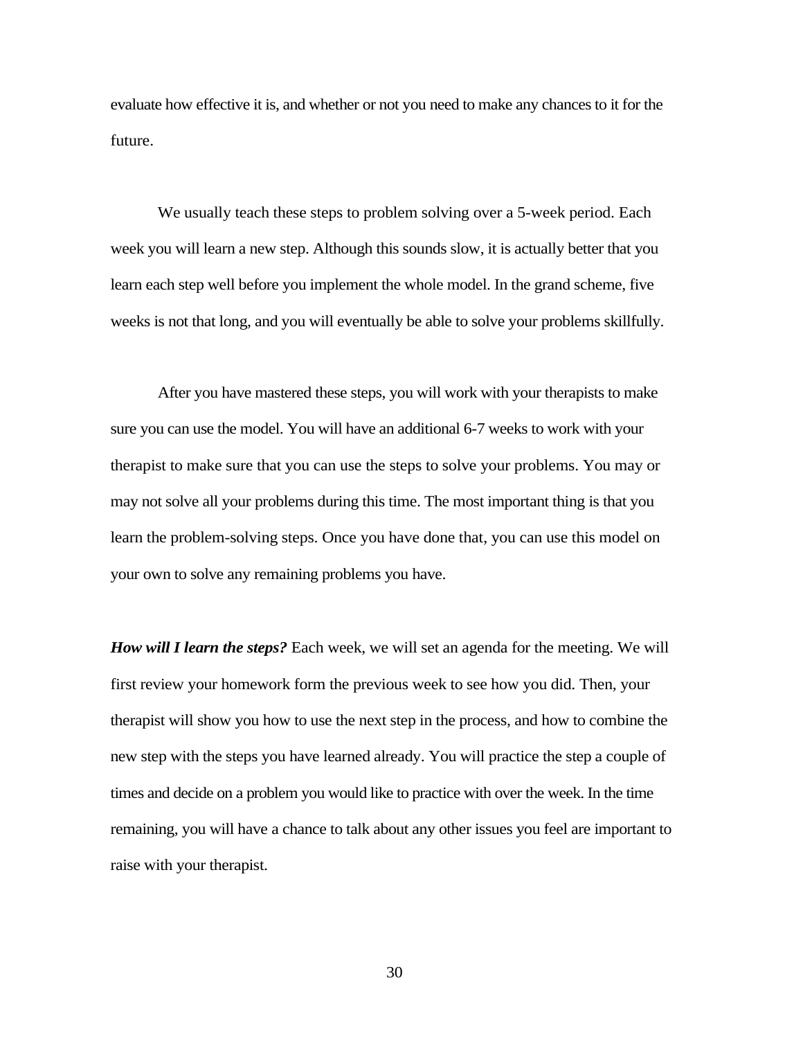evaluate how effective it is, and whether or not you need to make any chances to it for the future.

We usually teach these steps to problem solving over a 5-week period. Each week you will learn a new step. Although this sounds slow, it is actually better that you learn each step well before you implement the whole model. In the grand scheme, five weeks is not that long, and you will eventually be able to solve your problems skillfully.

After you have mastered these steps, you will work with your therapists to make sure you can use the model. You will have an additional 6-7 weeks to work with your therapist to make sure that you can use the steps to solve your problems. You may or may not solve all your problems during this time. The most important thing is that you learn the problem-solving steps. Once you have done that, you can use this model on your own to solve any remaining problems you have.

***How will I learn the steps?*** Each week, we will set an agenda for the meeting. We will first review your homework form the previous week to see how you did. Then, your therapist will show you how to use the next step in the process, and how to combine the new step with the steps you have learned already. You will practice the step a couple of times and decide on a problem you would like to practice with over the week. In the time remaining, you will have a chance to talk about any other issues you feel are important to raise with your therapist.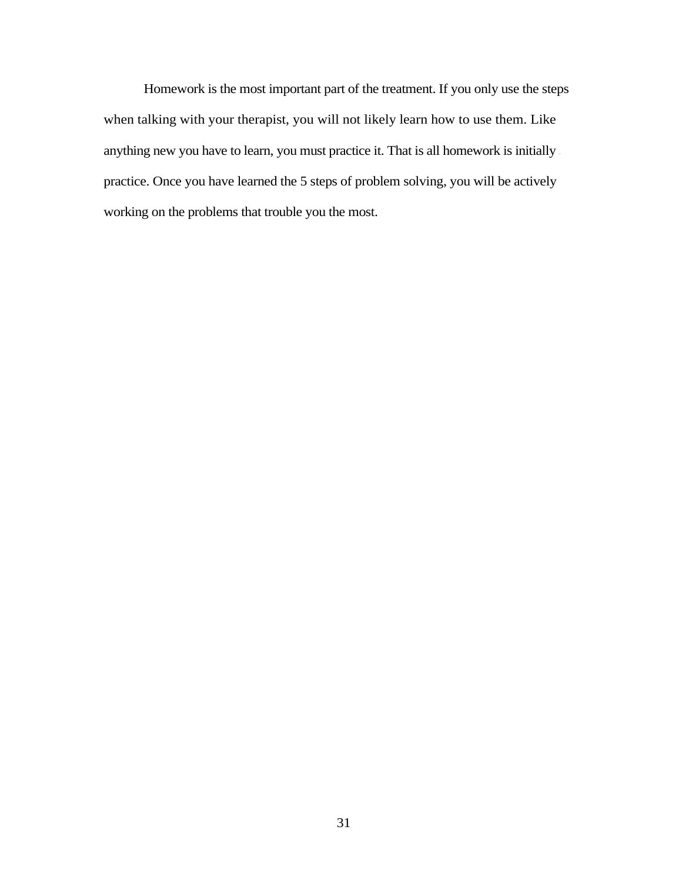Homework is the most important part of the treatment. If you only use the steps when talking with your therapist, you will not likely learn how to use them. Like anything new you have to learn, you must practice it. That is all homework is initially – practice. Once you have learned the 5 steps of problem solving, you will be actively working on the problems that trouble you the most.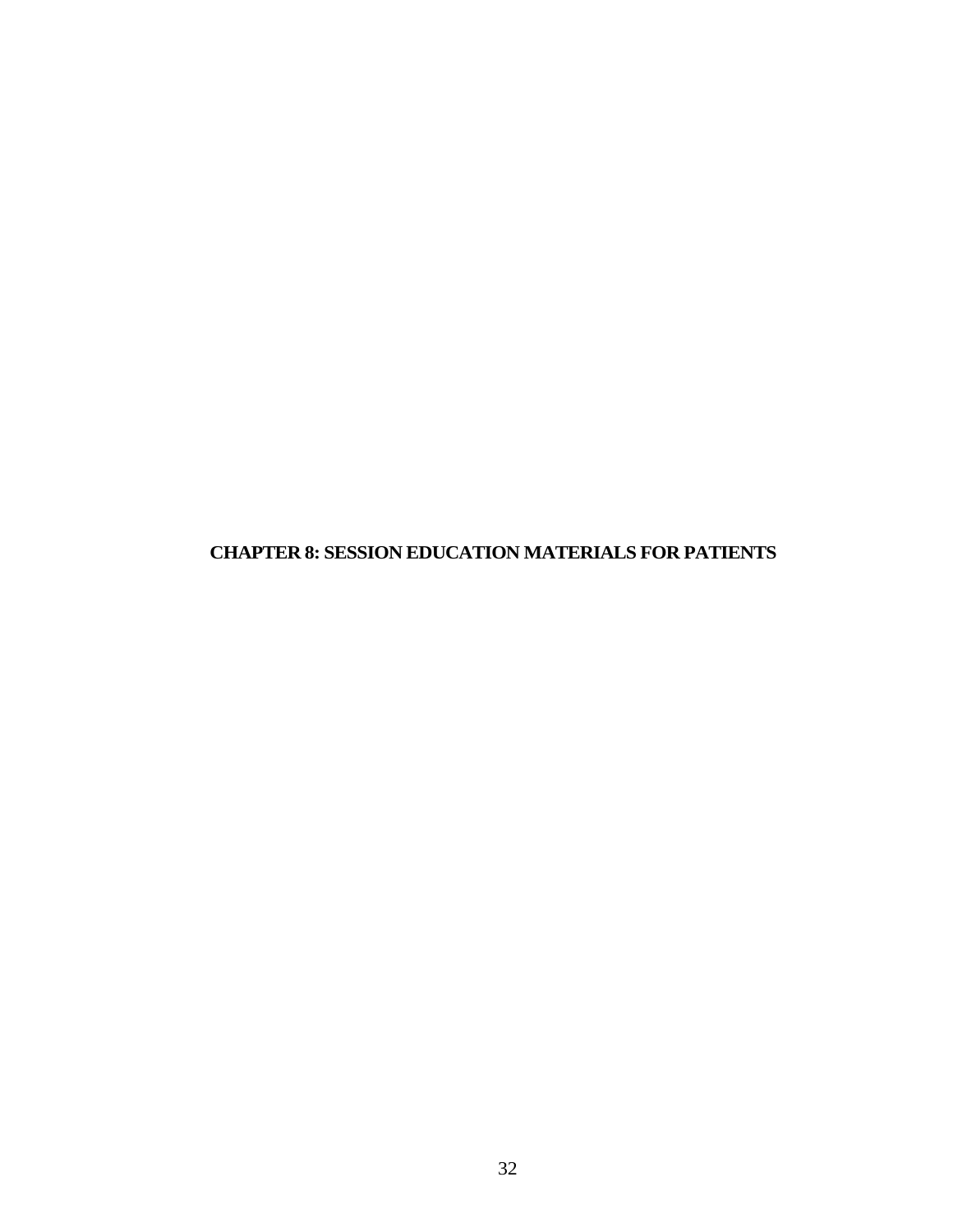# CHAPTER 8: SESSION EDUCATION MATERIALS FOR PATIENTS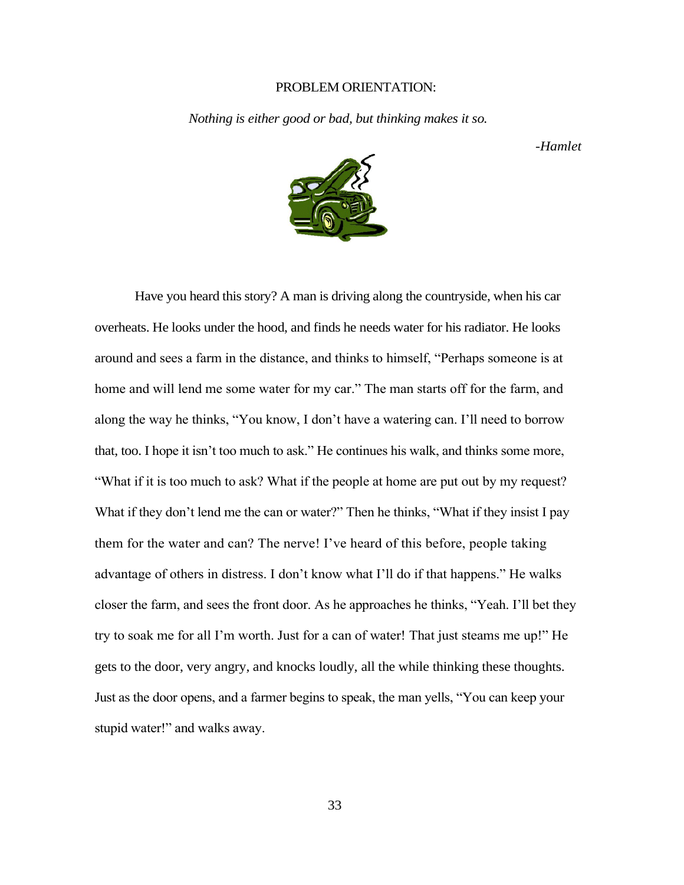## PROBLEM ORIENTATION:

*Nothing is either good or bad, but thinking makes it so.*

*-Hamlet*

Have you heard this story? A man is driving along the countryside, when his car overheats. He looks under the hood, and finds he needs water for his radiator. He looks around and sees a farm in the distance, and thinks to himself, "Perhaps someone is at home and will lend me some water for my car." The man starts off for the farm, and along the way he thinks, "You know, I don't have a watering can. I'll need to borrow that, too. I hope it isn't too much to ask." He continues his walk, and thinks some more, "What if it is too much to ask? What if the people at home are put out by my request? What if they don't lend me the can or water?" Then he thinks, "What if they insist I pay them for the water and can? The nerve! I've heard of this before, people taking advantage of others in distress. I don't know what I'll do if that happens." He walks closer the farm, and sees the front door. As he approaches he thinks, "Yeah. I'll bet they try to soak me for all I'm worth. Just for a can of water! That just steams me up!" He gets to the door, very angry, and knocks loudly, all the while thinking these thoughts. Just as the door opens, and a farmer begins to speak, the man yells, "You can keep your stupid water!" and walks away.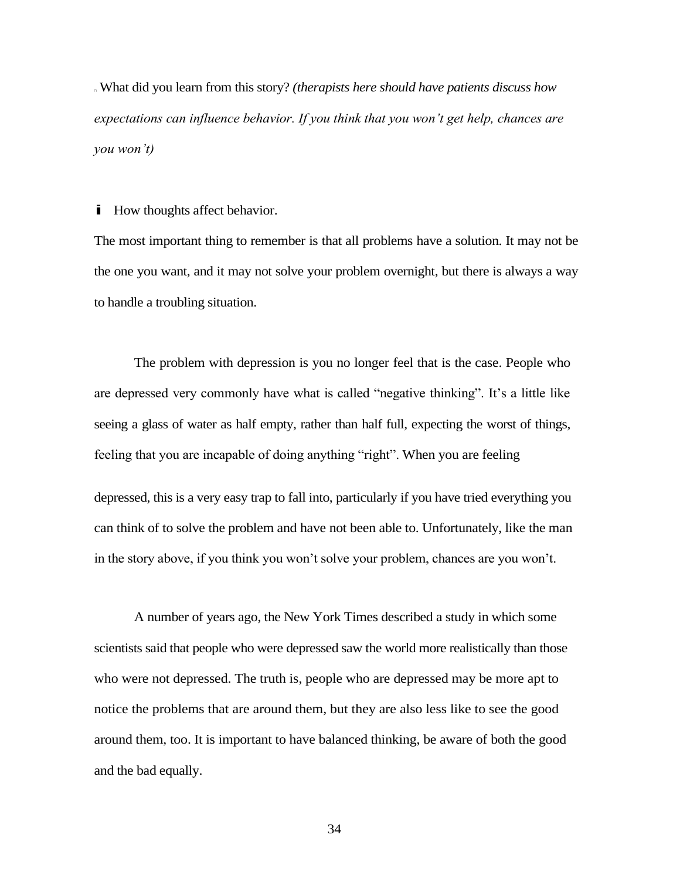- What did you learn from this story? *(therapists here should have patients discuss how expectations can influence behavior. If you think that you won't get help, chances are you won't)*

- How thoughts affect behavior.

The most important thing to remember is that all problems have a solution. It may not be the one you want, and it may not solve your problem overnight, but there is always a way to handle a troubling situation.

The problem with depression is you no longer feel that is the case. People who are depressed very commonly have what is called "negative thinking". It's a little like seeing a glass of water as half empty, rather than half full, expecting the worst of things, feeling that you are incapable of doing anything "right". When you are feeling depressed, this is a very easy trap to fall into, particularly if you have tried everything you can think of to solve the problem and have not been able to. Unfortunately, like the man in the story above, if you think you won't solve your problem, chances are you won't.

A number of years ago, the New York Times described a study in which some scientists said that people who were depressed saw the world more realistically than those who were not depressed. The truth is, people who are depressed may be more apt to notice the problems that are around them, but they are also less like to see the good around them, too. It is important to have balanced thinking, be aware of both the good and the bad equally.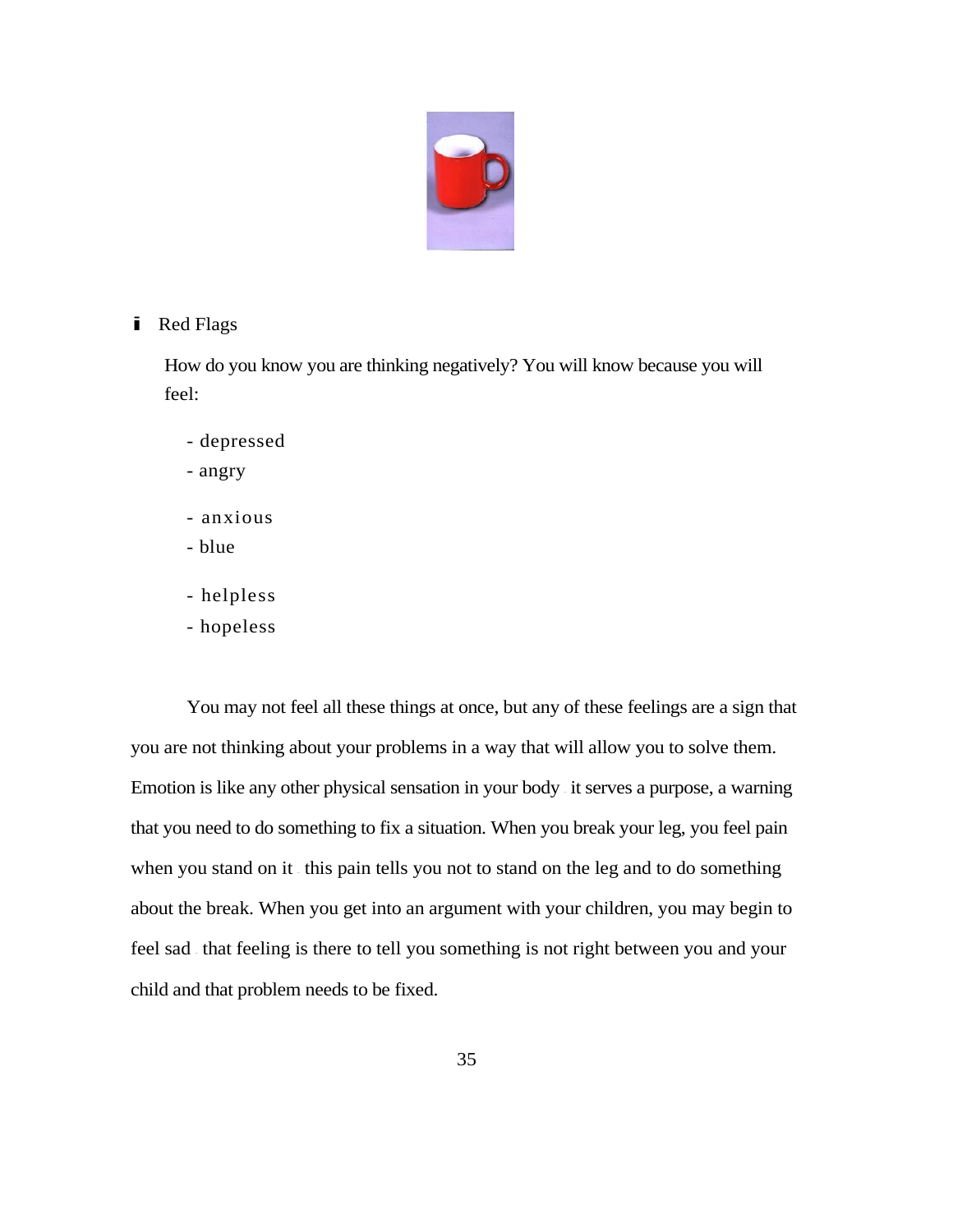- Red Flags

  How do you know you are thinking negatively? You will know because you will feel:

  - depressed
  - angry
  - anxious
  - blue
  - helpless
  - hopeless

You may not feel all these things at once, but any of these feelings are a sign that you are not thinking about your problems in a way that will allow you to solve them. Emotion is like any other physical sensation in your body – it serves a purpose, a warning that you need to do something to fix a situation. When you break your leg, you feel pain when you stand on it – this pain tells you not to stand on the leg and to do something about the break. When you get into an argument with your children, you may begin to feel sad – that feeling is there to tell you something is not right between you and your child and that problem needs to be fixed.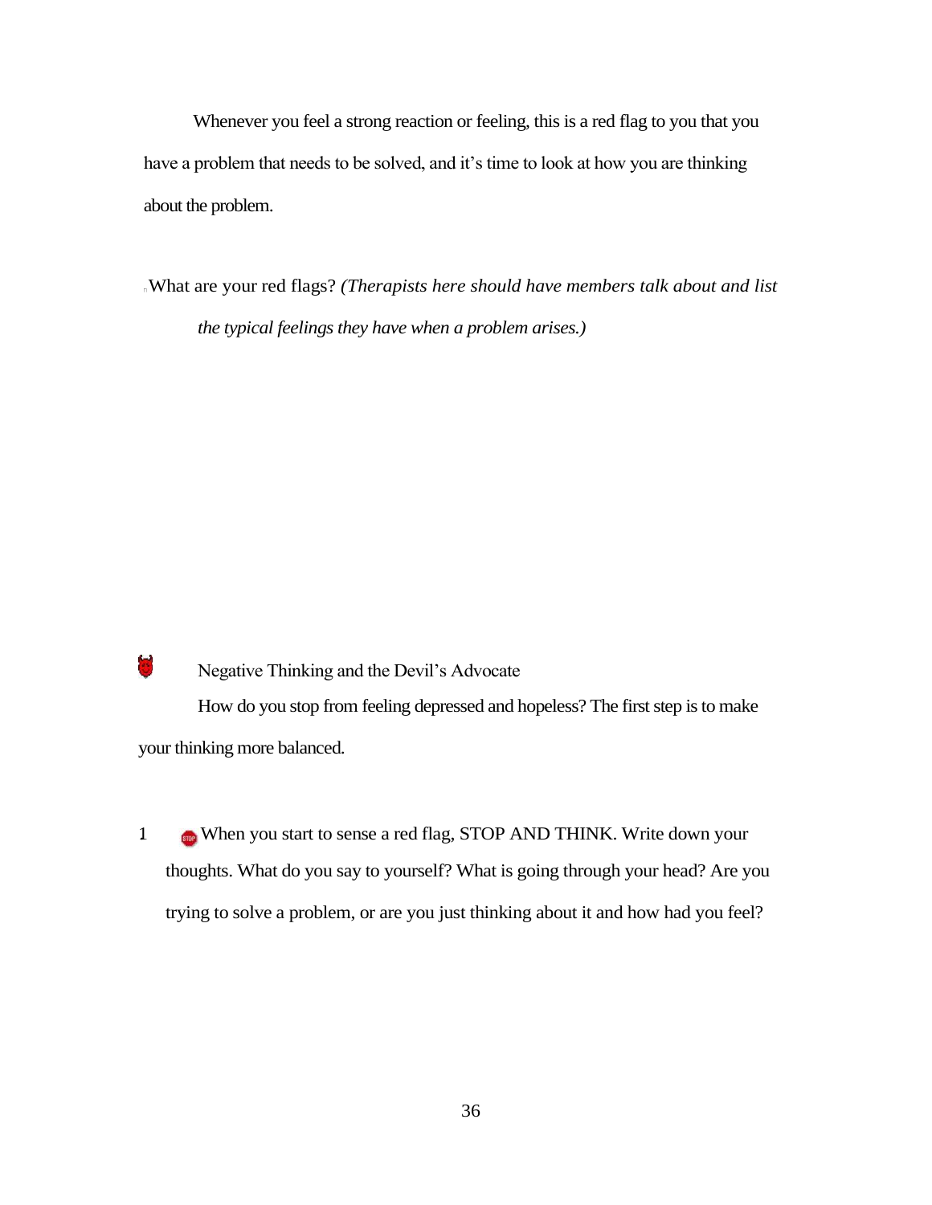Whenever you feel a strong reaction or feeling, this is a red flag to you that you have a problem that needs to be solved, and it's time to look at how you are thinking about the problem.

What are your red flags? *(Therapists here should have members talk about and list the typical feelings they have when a problem arises.)*

## Negative Thinking and the Devil's Advocate

How do you stop from feeling depressed and hopeless? The first step is to make your thinking more balanced.

1. When you start to sense a red flag, STOP AND THINK. Write down your thoughts. What do you say to yourself? What is going through your head? Are you trying to solve a problem, or are you just thinking about it and how had you feel?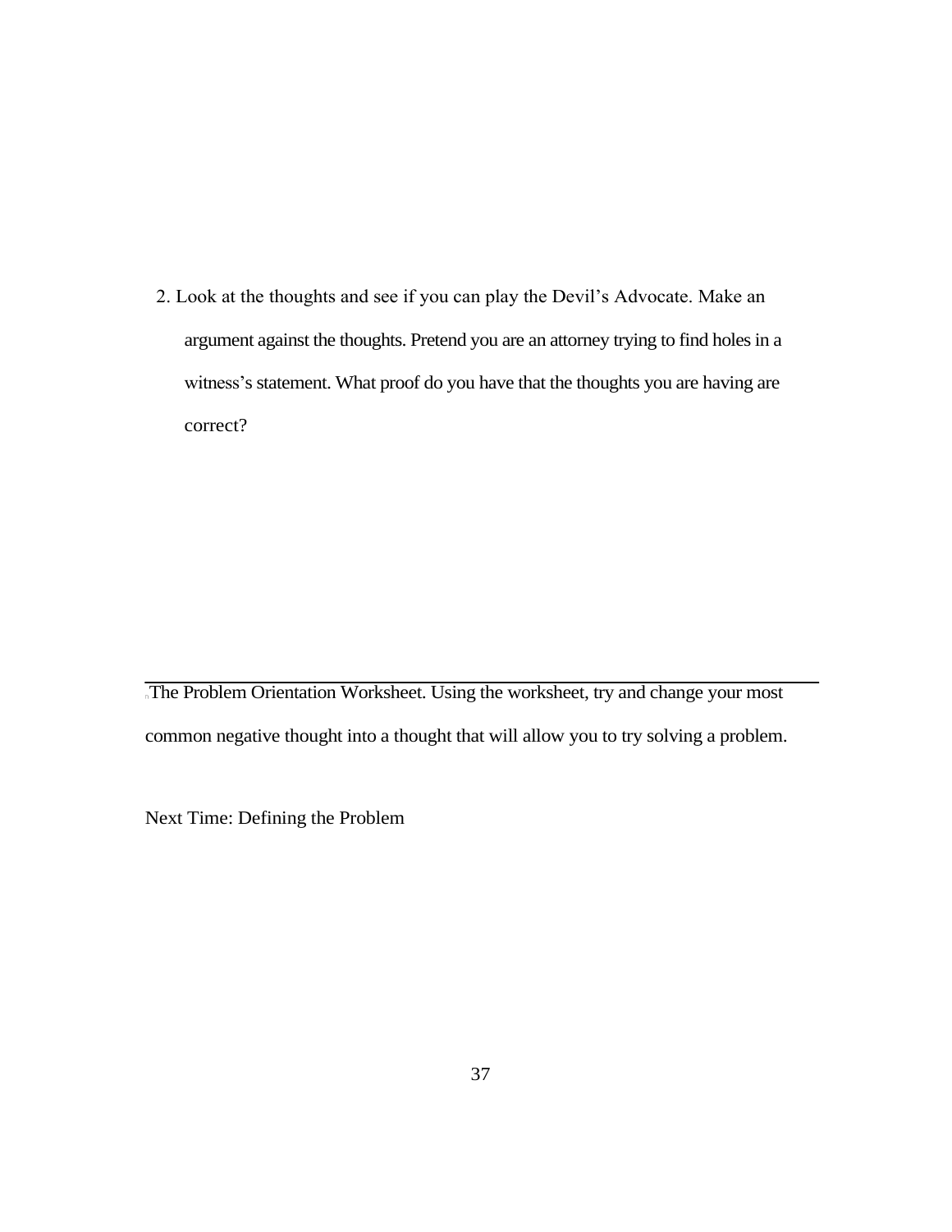2. Look at the thoughts and see if you can play the Devil's Advocate. Make an argument against the thoughts. Pretend you are an attorney trying to find holes in a witness's statement. What proof do you have that the thoughts you are having are correct?

---

The Problem Orientation Worksheet. Using the worksheet, try and change your most common negative thought into a thought that will allow you to try solving a problem.

Next Time: Defining the Problem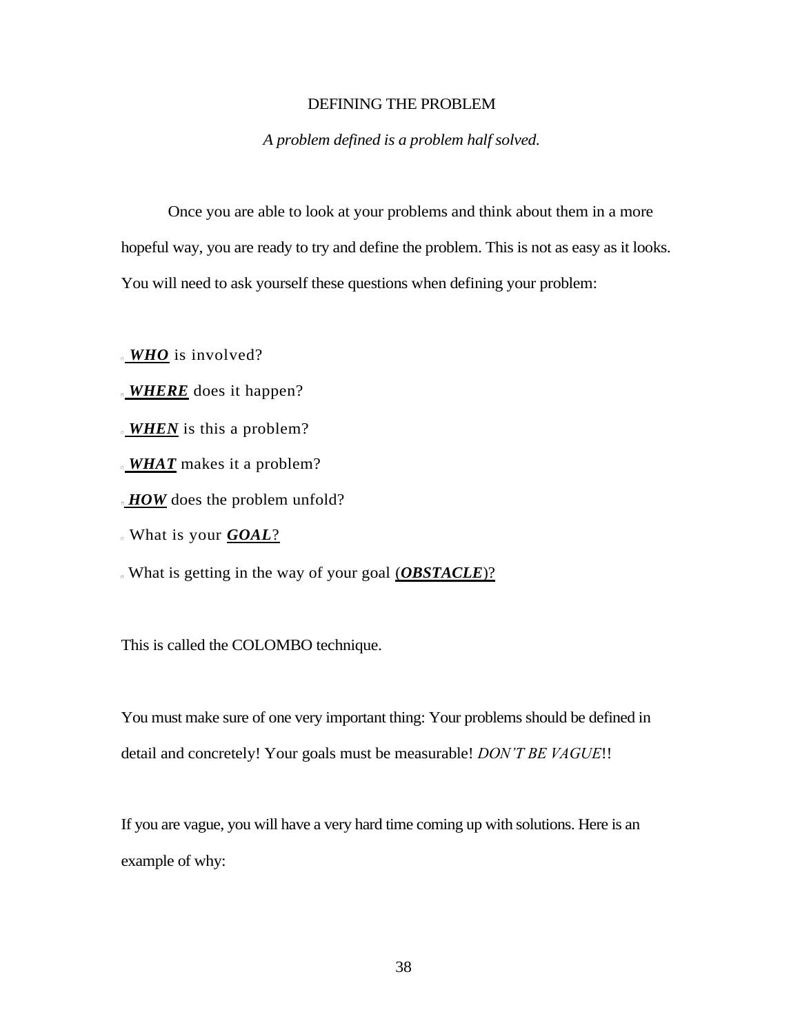## DEFINING THE PROBLEM

*A problem defined is a problem half solved.*

Once you are able to look at your problems and think about them in a more hopeful way, you are ready to try and define the problem. This is not as easy as it looks. You will need to ask yourself these questions when defining your problem:

- ***WHO*** is involved?
- ***WHERE*** does it happen?
- ***WHEN*** is this a problem?
- ***WHAT*** makes it a problem?
- ***HOW*** does the problem unfold?
- What is your ***GOAL***?
- What is getting in the way of your goal (***OBSTACLE***)?

This is called the COLOMBO technique.

You must make sure of one very important thing: Your problems should be defined in detail and concretely! Your goals must be measurable! *DON'T BE VAGUE*!!

If you are vague, you will have a very hard time coming up with solutions. Here is an example of why: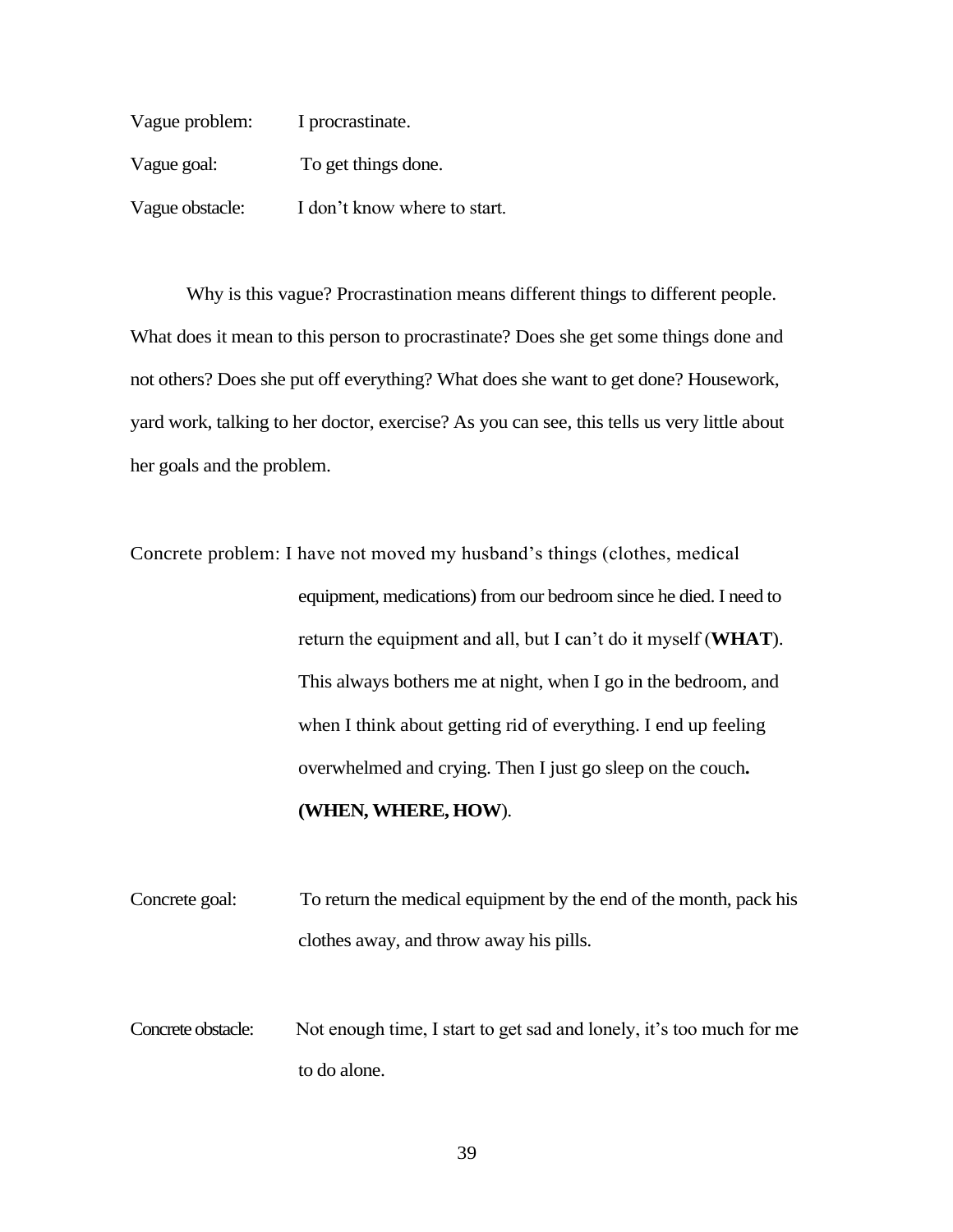Vague problem: I procrastinate.

Vague goal: To get things done.

Vague obstacle: I don't know where to start.

Why is this vague? Procrastination means different things to different people. What does it mean to this person to procrastinate? Does she get some things done and not others? Does she put off everything? What does she want to get done? Housework, yard work, talking to her doctor, exercise? As you can see, this tells us very little about her goals and the problem.

Concrete problem: I have not moved my husband's things (clothes, medical equipment, medications) from our bedroom since he died. I need to return the equipment and all, but I can't do it myself (**WHAT**). This always bothers me at night, when I go in the bedroom, and when I think about getting rid of everything. I end up feeling overwhelmed and crying. Then I just go sleep on the couch**.** **(WHEN, WHERE, HOW**).

Concrete goal: To return the medical equipment by the end of the month, pack his clothes away, and throw away his pills.

Concrete obstacle: Not enough time, I start to get sad and lonely, it's too much for me to do alone.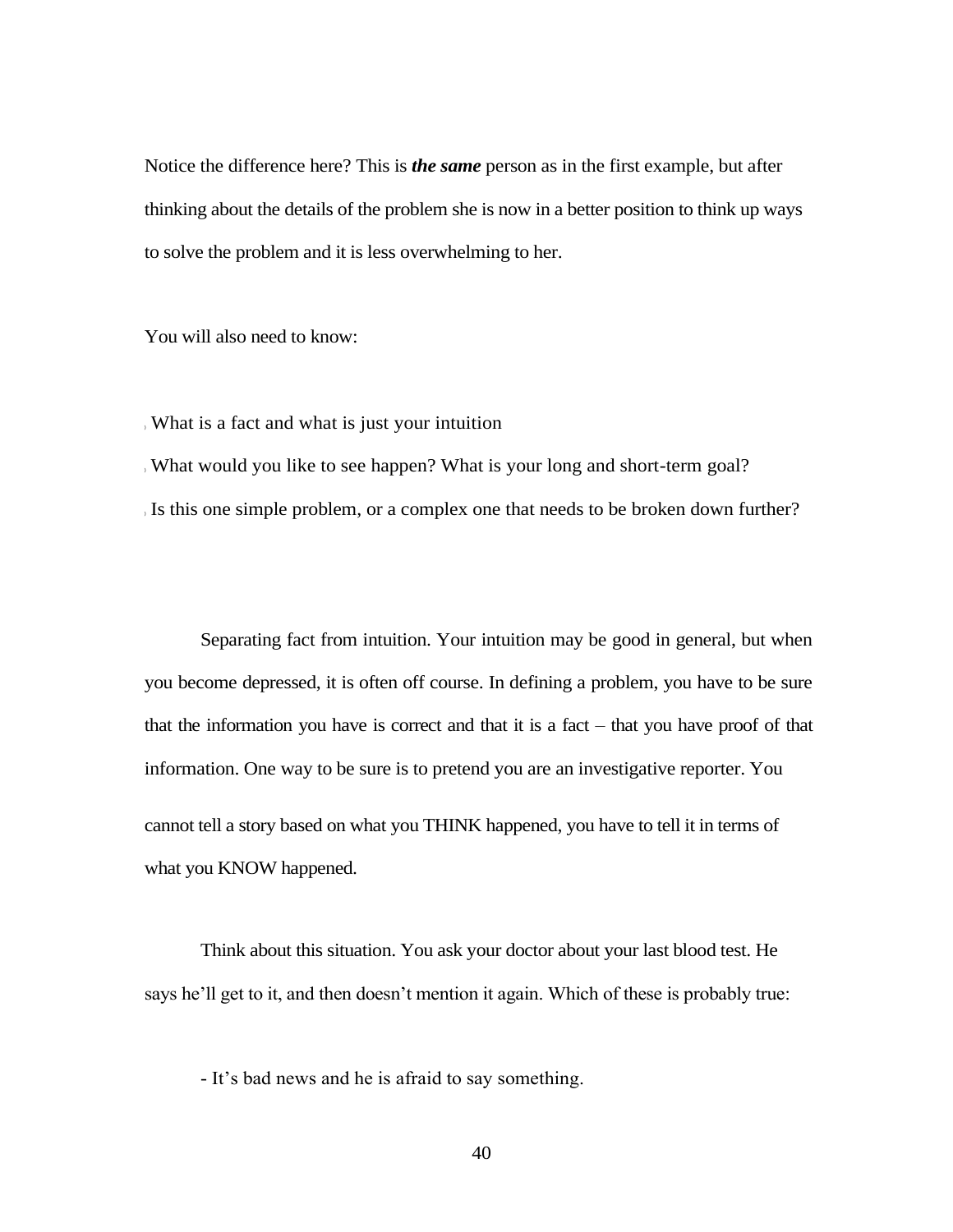Notice the difference here? This is ***the same*** person as in the first example, but after thinking about the details of the problem she is now in a better position to think up ways to solve the problem and it is less overwhelming to her.

You will also need to know:

- What is a fact and what is just your intuition
- What would you like to see happen? What is your long and short-term goal?
- Is this one simple problem, or a complex one that needs to be broken down further?

Separating fact from intuition. Your intuition may be good in general, but when you become depressed, it is often off course. In defining a problem, you have to be sure that the information you have is correct and that it is a fact – that you have proof of that information. One way to be sure is to pretend you are an investigative reporter. You cannot tell a story based on what you THINK happened, you have to tell it in terms of what you KNOW happened.

Think about this situation. You ask your doctor about your last blood test. He says he'll get to it, and then doesn't mention it again. Which of these is probably true:

- It's bad news and he is afraid to say something.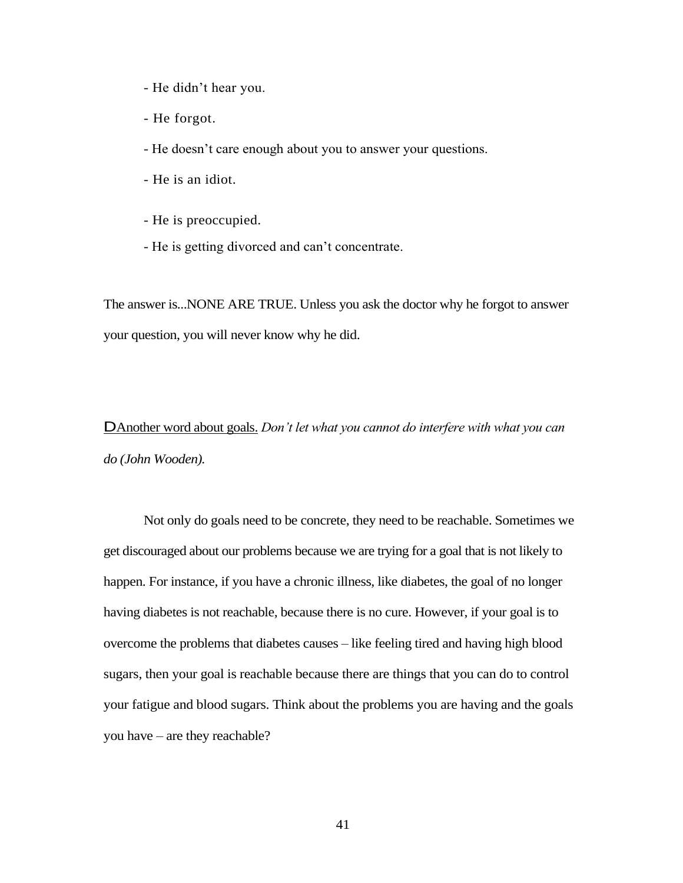- He didn't hear you.
- He forgot.
- He doesn't care enough about you to answer your questions.
- He is an idiot.
- He is preoccupied.
- He is getting divorced and can't concentrate.

The answer is...NONE ARE TRUE. Unless you ask the doctor why he forgot to answer your question, you will never know why he did.

D<u>Another word about goals.</u> *Don't let what you cannot do interfere with what you can do (John Wooden).*

Not only do goals need to be concrete, they need to be reachable. Sometimes we get discouraged about our problems because we are trying for a goal that is not likely to happen. For instance, if you have a chronic illness, like diabetes, the goal of no longer having diabetes is not reachable, because there is no cure. However, if your goal is to overcome the problems that diabetes causes – like feeling tired and having high blood sugars, then your goal is reachable because there are things that you can do to control your fatigue and blood sugars. Think about the problems you are having and the goals you have – are they reachable?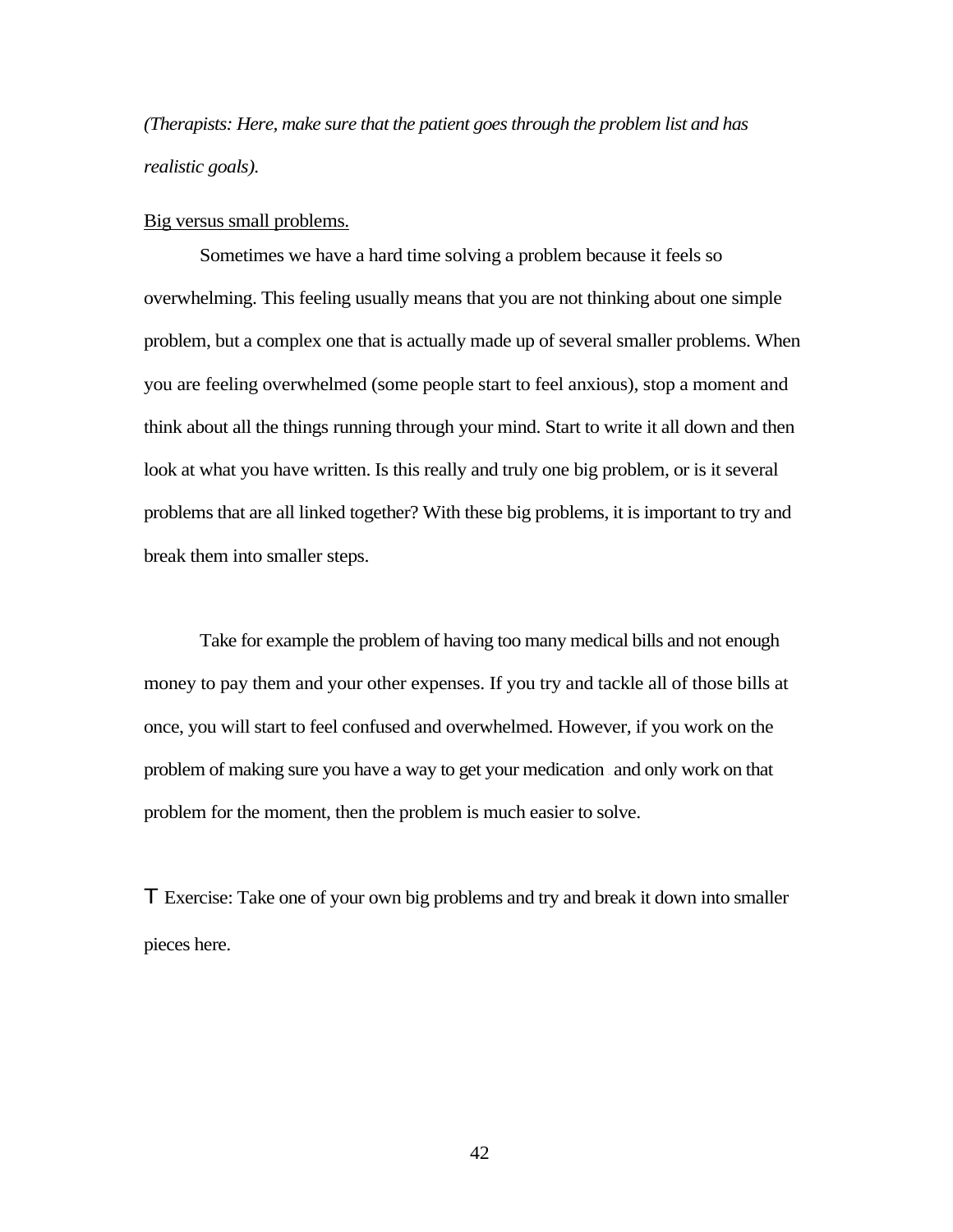*(Therapists: Here, make sure that the patient goes through the problem list and has realistic goals).*

<u>Big versus small problems.</u>

Sometimes we have a hard time solving a problem because it feels so overwhelming. This feeling usually means that you are not thinking about one simple problem, but a complex one that is actually made up of several smaller problems. When you are feeling overwhelmed (some people start to feel anxious), stop a moment and think about all the things running through your mind. Start to write it all down and then look at what you have written. Is this really and truly one big problem, or is it several problems that are all linked together? With these big problems, it is important to try and break them into smaller steps.

Take for example the problem of having too many medical bills and not enough money to pay them and your other expenses. If you try and tackle all of those bills at once, you will start to feel confused and overwhelmed. However, if you work on the problem of making sure you have a way to get your medication and only work on that problem for the moment, then the problem is much easier to solve.

T Exercise: Take one of your own big problems and try and break it down into smaller pieces here.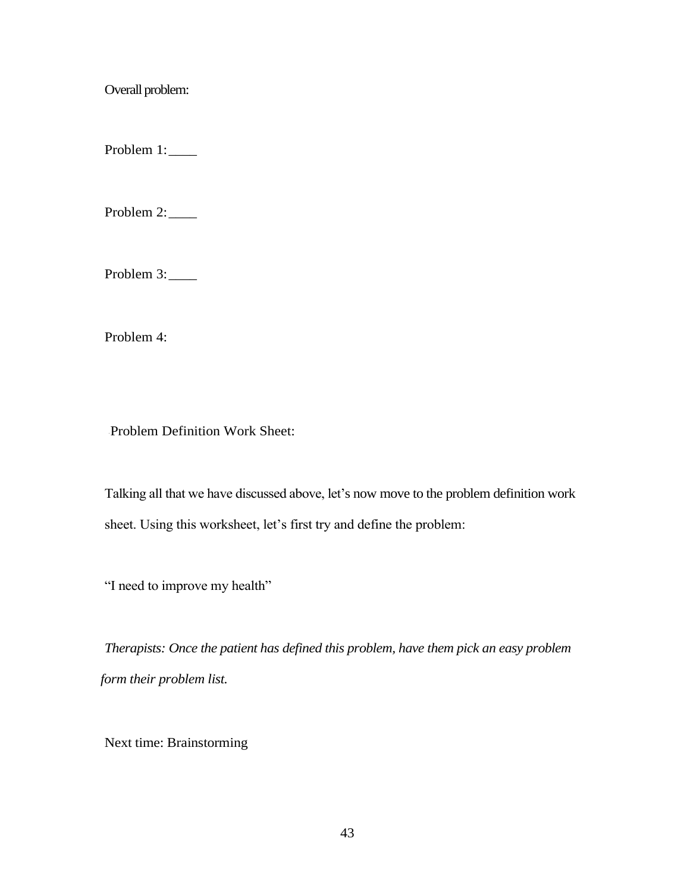Overall problem:

Problem 1: ____

Problem 2: ____

Problem 3: ____

Problem 4:

Problem Definition Work Sheet:

Talking all that we have discussed above, let's now move to the problem definition work sheet. Using this worksheet, let's first try and define the problem:

"I need to improve my health"

*Therapists: Once the patient has defined this problem, have them pick an easy problem form their problem list.*

Next time: Brainstorming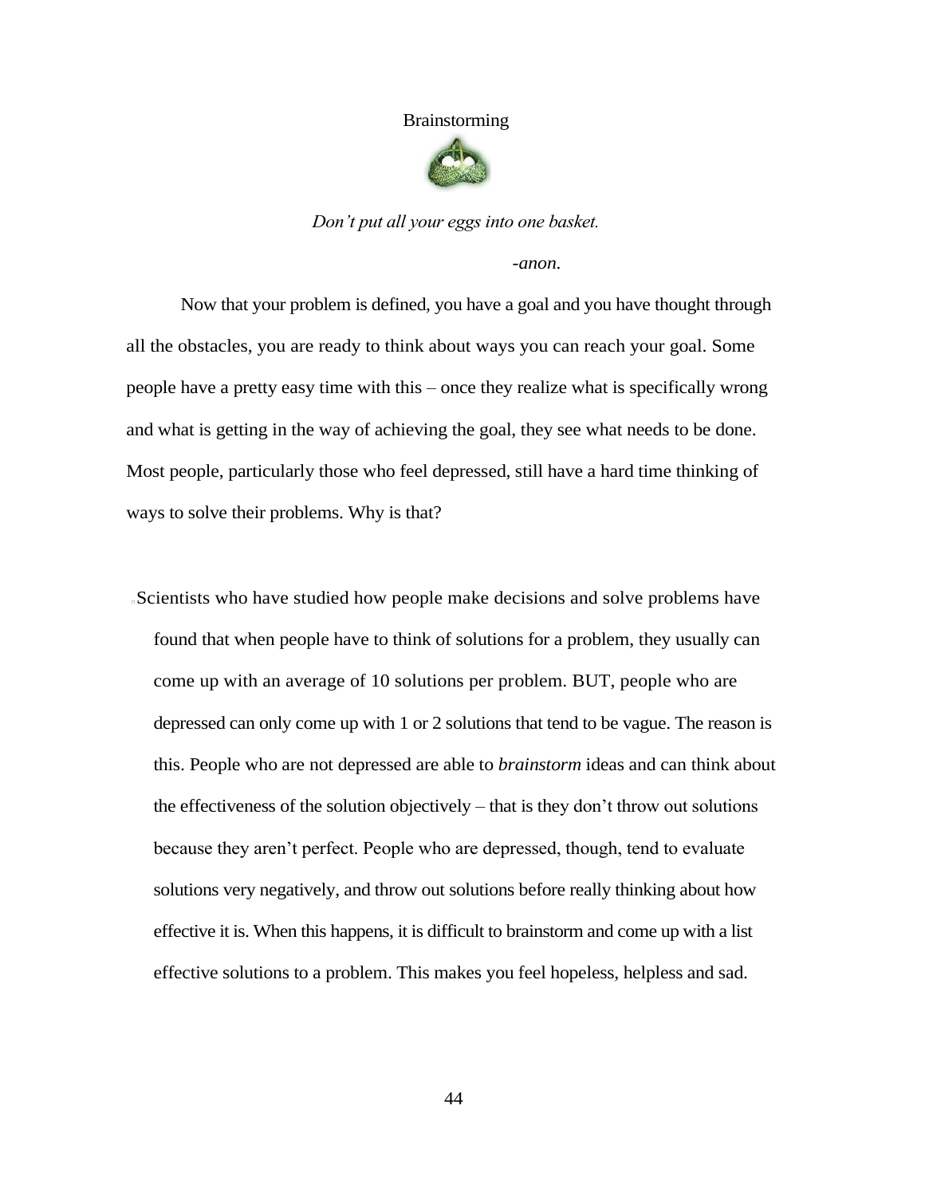# Brainstorming

*Don't put all your eggs into one basket.*

*-anon.*

Now that your problem is defined, you have a goal and you have thought through all the obstacles, you are ready to think about ways you can reach your goal. Some people have a pretty easy time with this – once they realize what is specifically wrong and what is getting in the way of achieving the goal, they see what needs to be done. Most people, particularly those who feel depressed, still have a hard time thinking of ways to solve their problems. Why is that?

- Scientists who have studied how people make decisions and solve problems have found that when people have to think of solutions for a problem, they usually can come up with an average of 10 solutions per problem. BUT, people who are depressed can only come up with 1 or 2 solutions that tend to be vague. The reason is this. People who are not depressed are able to *brainstorm* ideas and can think about the effectiveness of the solution objectively – that is they don't throw out solutions because they aren't perfect. People who are depressed, though, tend to evaluate solutions very negatively, and throw out solutions before really thinking about how effective it is. When this happens, it is difficult to brainstorm and come up with a list effective solutions to a problem. This makes you feel hopeless, helpless and sad.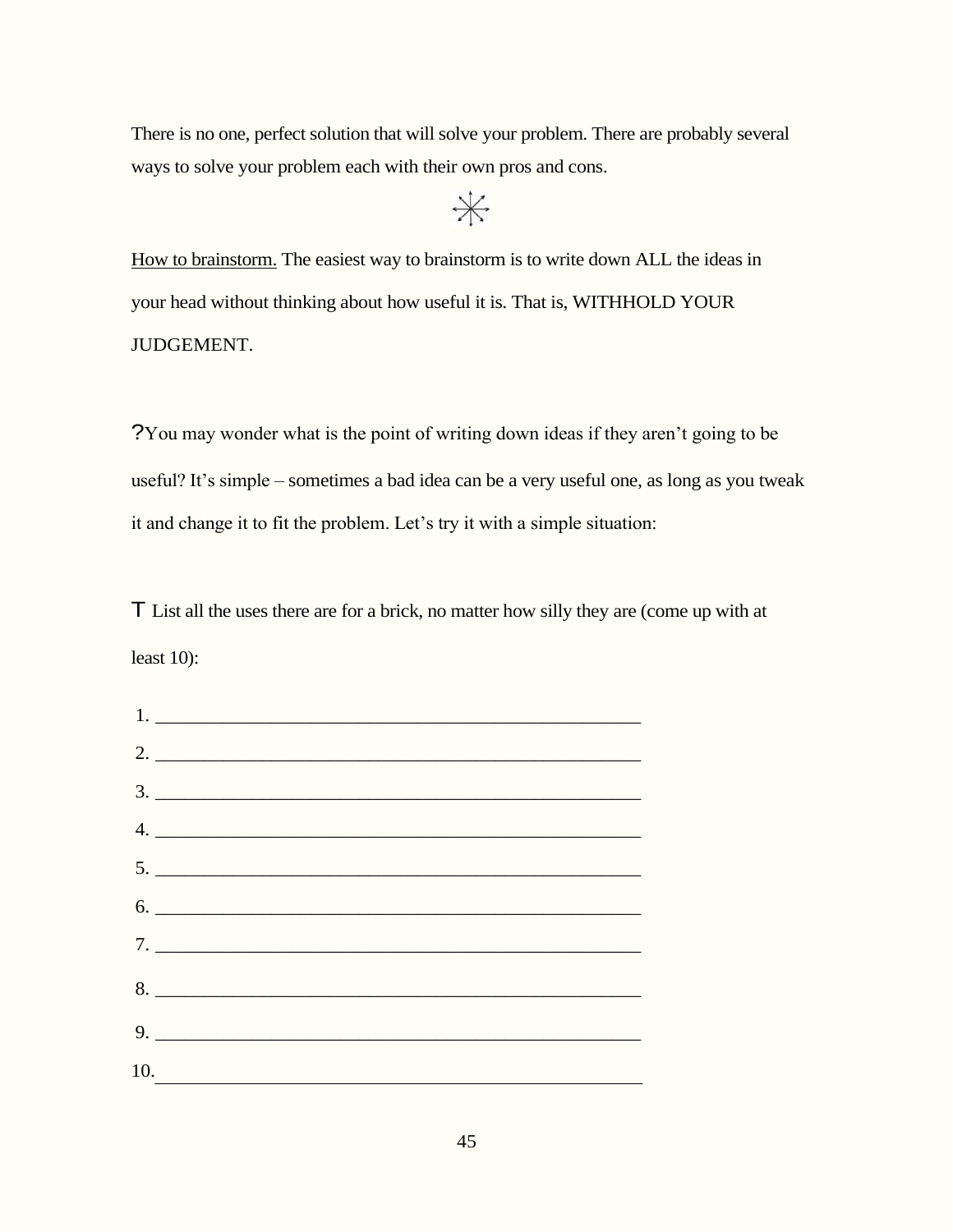There is no one, perfect solution that will solve your problem. There are probably several ways to solve your problem each with their own pros and cons.

<u>How to brainstorm.</u> The easiest way to brainstorm is to write down ALL the ideas in your head without thinking about how useful it is. That is, WITHHOLD YOUR JUDGEMENT.

?You may wonder what is the point of writing down ideas if they aren't going to be useful? It's simple – sometimes a bad idea can be a very useful one, as long as you tweak it and change it to fit the problem. Let's try it with a simple situation:

T List all the uses there are for a brick, no matter how silly they are (come up with at least 10):

1. ______________________________________________________
2. ______________________________________________________
3. ______________________________________________________
4. ______________________________________________________
5. ______________________________________________________
6. ______________________________________________________
7. ______________________________________________________
8. ______________________________________________________
9. ______________________________________________________
10. ______________________________________________________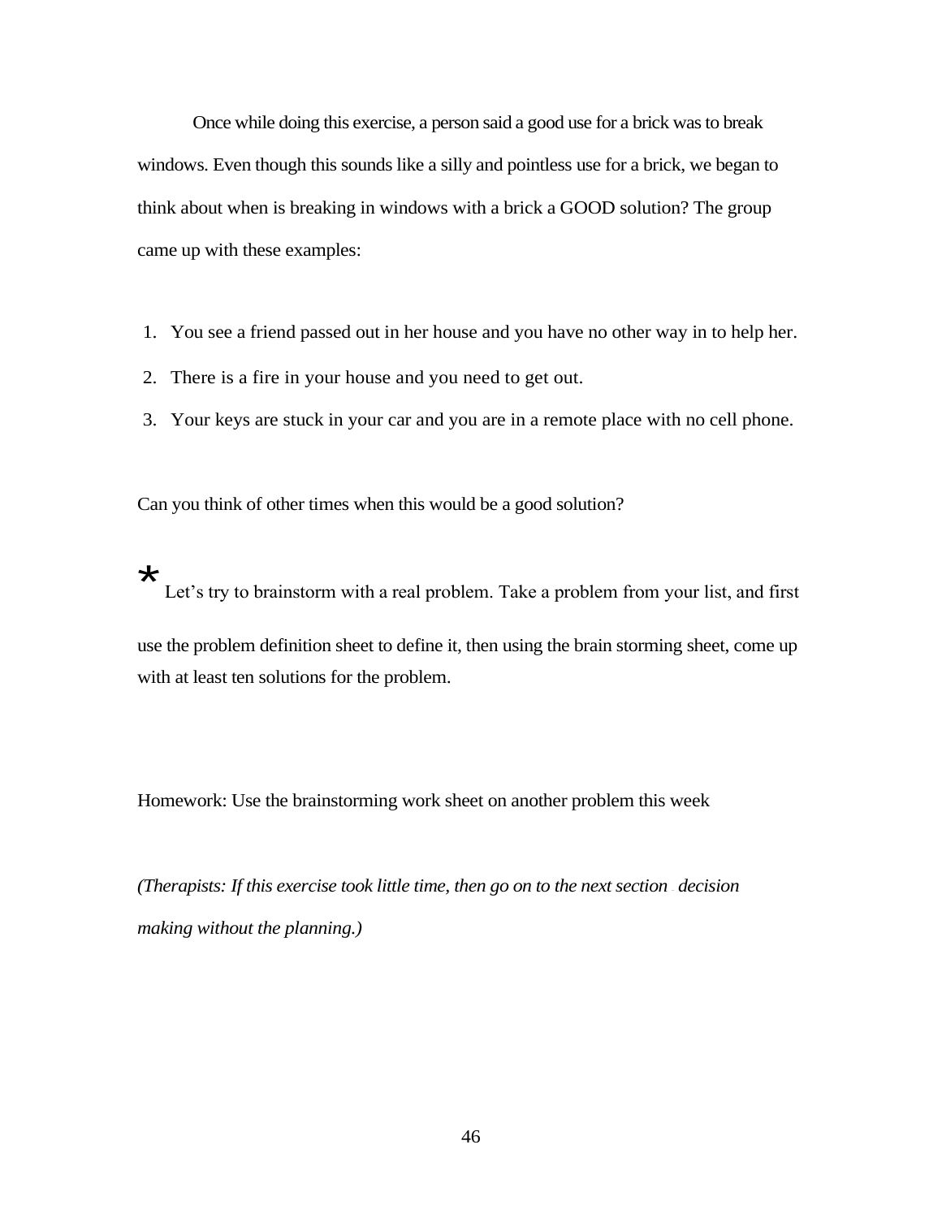Once while doing this exercise, a person said a good use for a brick was to break windows. Even though this sounds like a silly and pointless use for a brick, we began to think about when is breaking in windows with a brick a GOOD solution? The group came up with these examples:

1. You see a friend passed out in her house and you have no other way in to help her.
2. There is a fire in your house and you need to get out.
3. Your keys are stuck in your car and you are in a remote place with no cell phone.

Can you think of other times when this would be a good solution?

* Let's try to brainstorm with a real problem. Take a problem from your list, and first use the problem definition sheet to define it, then using the brain storming sheet, come up with at least ten solutions for the problem.

Homework: Use the brainstorming work sheet on another problem this week

*(Therapists: If this exercise took little time, then go on to the next section decision making without the planning.)*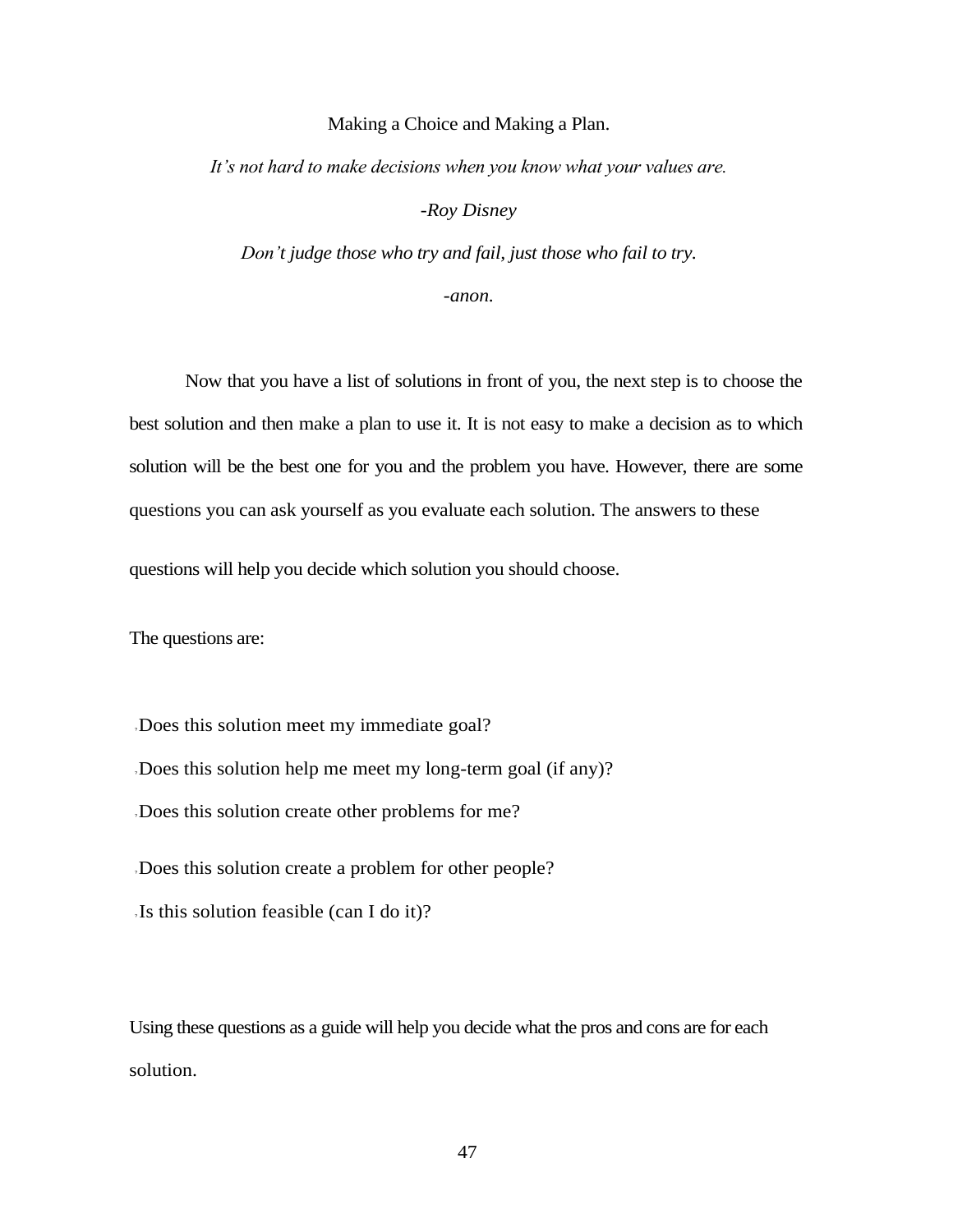## Making a Choice and Making a Plan.

*It's not hard to make decisions when you know what your values are.*

*-Roy Disney*

*Don't judge those who try and fail, just those who fail to try.*

*-anon.*

Now that you have a list of solutions in front of you, the next step is to choose the best solution and then make a plan to use it. It is not easy to make a decision as to which solution will be the best one for you and the problem you have. However, there are some questions you can ask yourself as you evaluate each solution. The answers to these questions will help you decide which solution you should choose.

The questions are:

- Does this solution meet my immediate goal?
- Does this solution help me meet my long-term goal (if any)?
- Does this solution create other problems for me?
- Does this solution create a problem for other people?
- Is this solution feasible (can I do it)?

Using these questions as a guide will help you decide what the pros and cons are for each solution.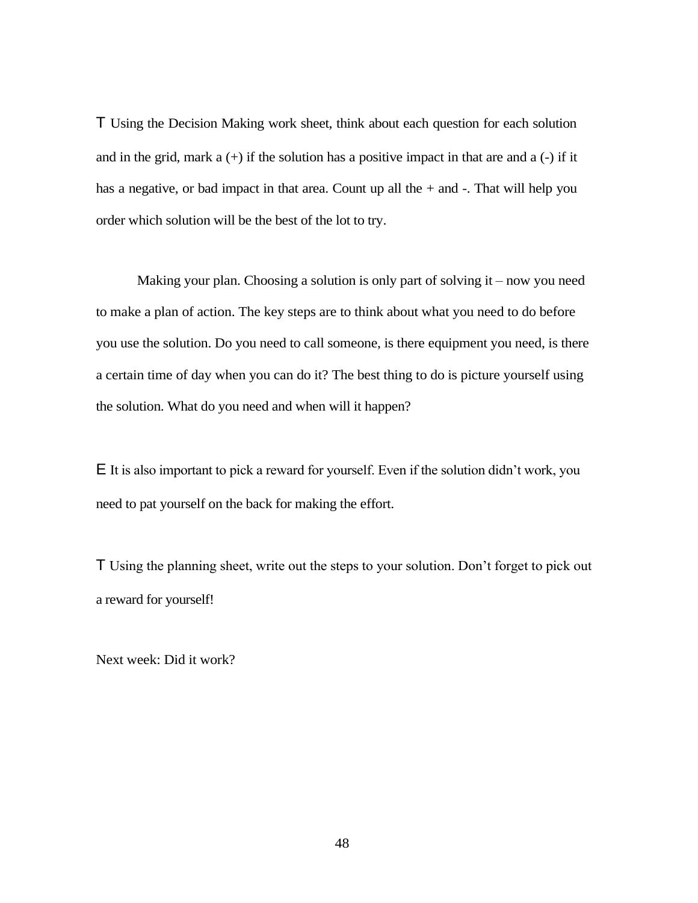T Using the Decision Making work sheet, think about each question for each solution and in the grid, mark a (+) if the solution has a positive impact in that are and a (-) if it has a negative, or bad impact in that area. Count up all the + and -. That will help you order which solution will be the best of the lot to try.

Making your plan. Choosing a solution is only part of solving it – now you need to make a plan of action. The key steps are to think about what you need to do before you use the solution. Do you need to call someone, is there equipment you need, is there a certain time of day when you can do it? The best thing to do is picture yourself using the solution. What do you need and when will it happen?

E It is also important to pick a reward for yourself. Even if the solution didn't work, you need to pat yourself on the back for making the effort.

T Using the planning sheet, write out the steps to your solution. Don't forget to pick out a reward for yourself!

Next week: Did it work?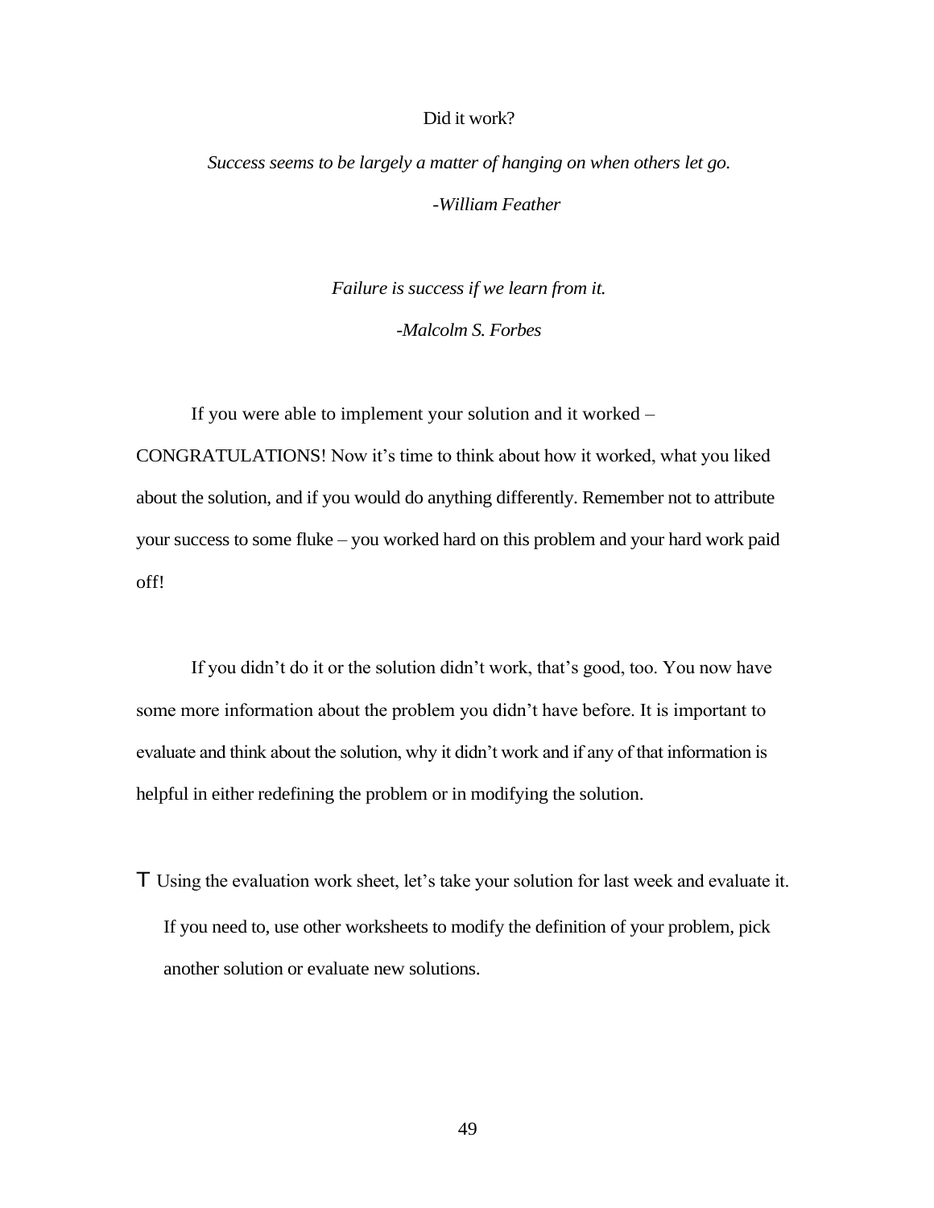## Did it work?

*Success seems to be largely a matter of hanging on when others let go.*

*-William Feather*

*Failure is success if we learn from it.*

*-Malcolm S. Forbes*

If you were able to implement your solution and it worked – CONGRATULATIONS! Now it's time to think about how it worked, what you liked about the solution, and if you would do anything differently. Remember not to attribute your success to some fluke – you worked hard on this problem and your hard work paid off!

If you didn't do it or the solution didn't work, that's good, too. You now have some more information about the problem you didn't have before. It is important to evaluate and think about the solution, why it didn't work and if any of that information is helpful in either redefining the problem or in modifying the solution.

- Using the evaluation work sheet, let's take your solution for last week and evaluate it. If you need to, use other worksheets to modify the definition of your problem, pick another solution or evaluate new solutions.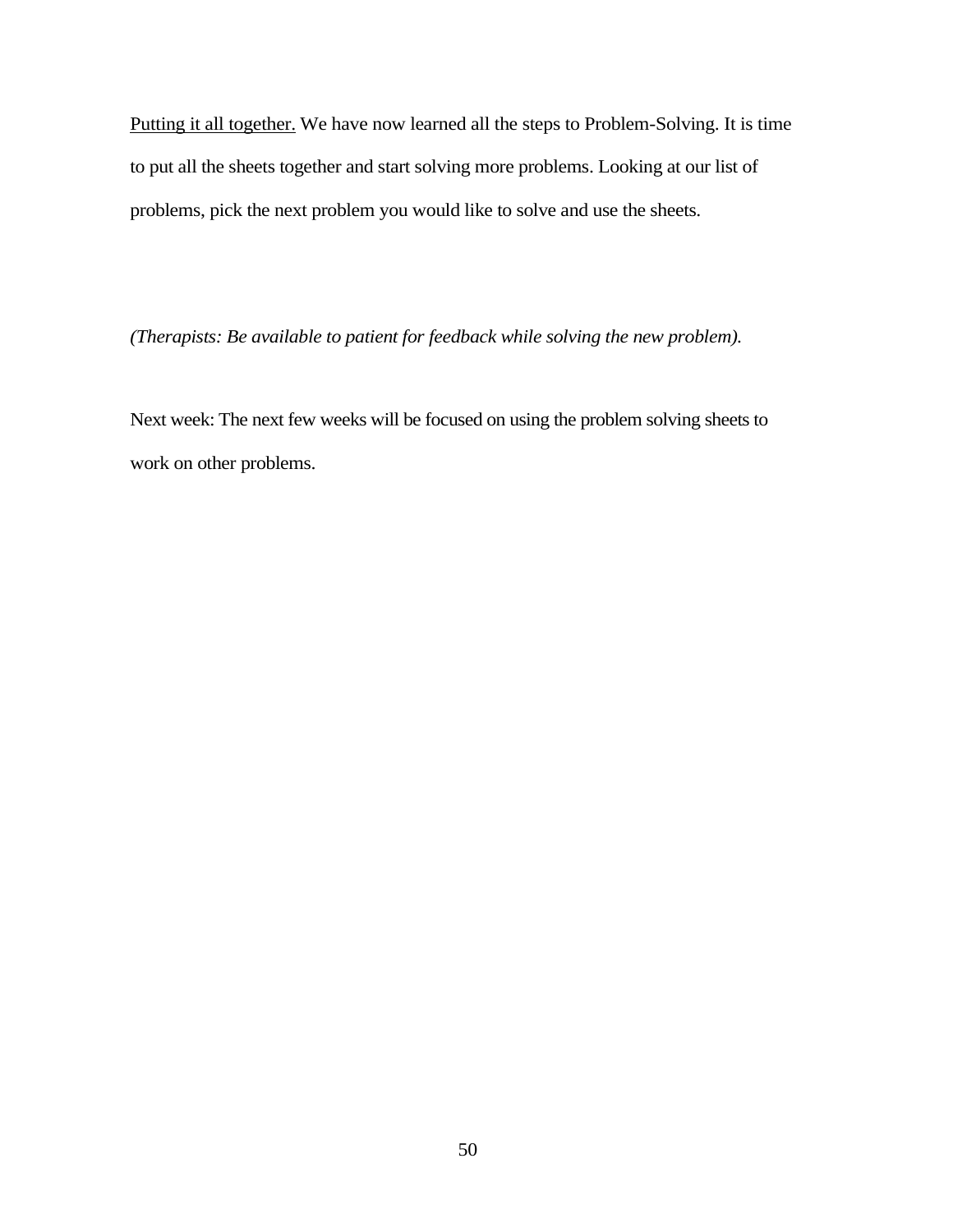<u>Putting it all together.</u> We have now learned all the steps to Problem-Solving. It is time to put all the sheets together and start solving more problems. Looking at our list of problems, pick the next problem you would like to solve and use the sheets.

*(Therapists: Be available to patient for feedback while solving the new problem).*

Next week: The next few weeks will be focused on using the problem solving sheets to work on other problems.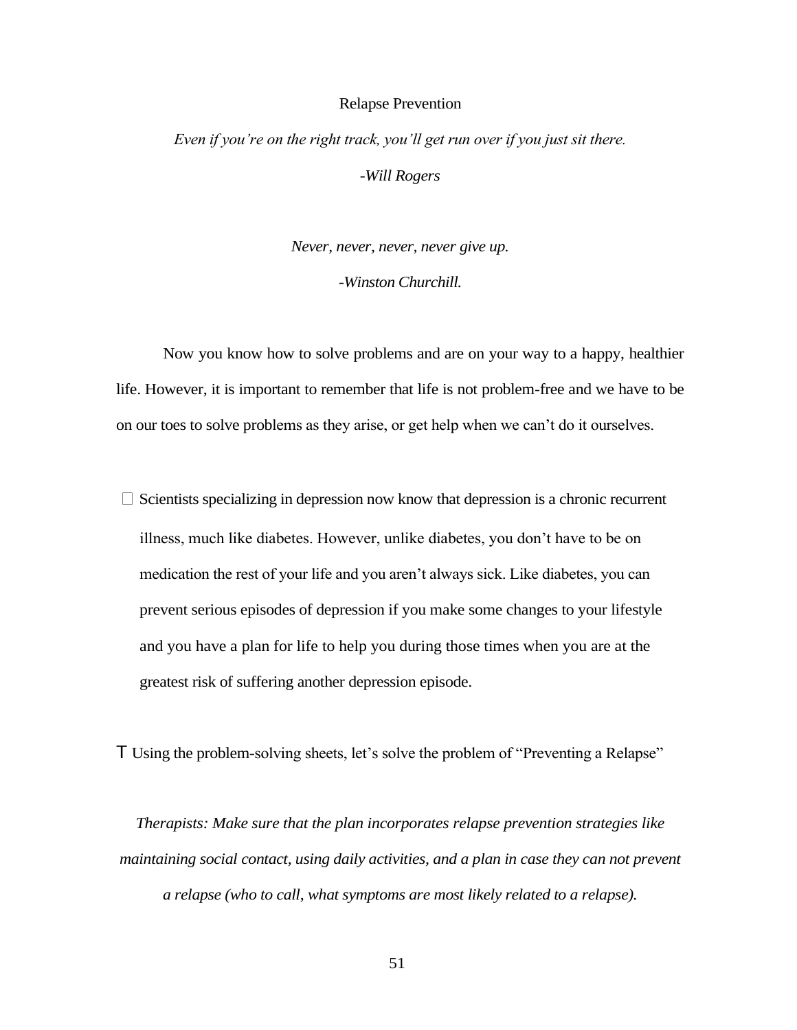# Relapse Prevention

*Even if you're on the right track, you'll get run over if you just sit there.*

*-Will Rogers*

*Never, never, never, never give up.*

*-Winston Churchill.*

Now you know how to solve problems and are on your way to a happy, healthier life. However, it is important to remember that life is not problem-free and we have to be on our toes to solve problems as they arise, or get help when we can't do it ourselves.

- Scientists specializing in depression now know that depression is a chronic recurrent illness, much like diabetes. However, unlike diabetes, you don't have to be on medication the rest of your life and you aren't always sick. Like diabetes, you can prevent serious episodes of depression if you make some changes to your lifestyle and you have a plan for life to help you during those times when you are at the greatest risk of suffering another depression episode.

- Using the problem-solving sheets, let's solve the problem of "Preventing a Relapse"

*Therapists: Make sure that the plan incorporates relapse prevention strategies like maintaining social contact, using daily activities, and a plan in case they can not prevent a relapse (who to call, what symptoms are most likely related to a relapse).*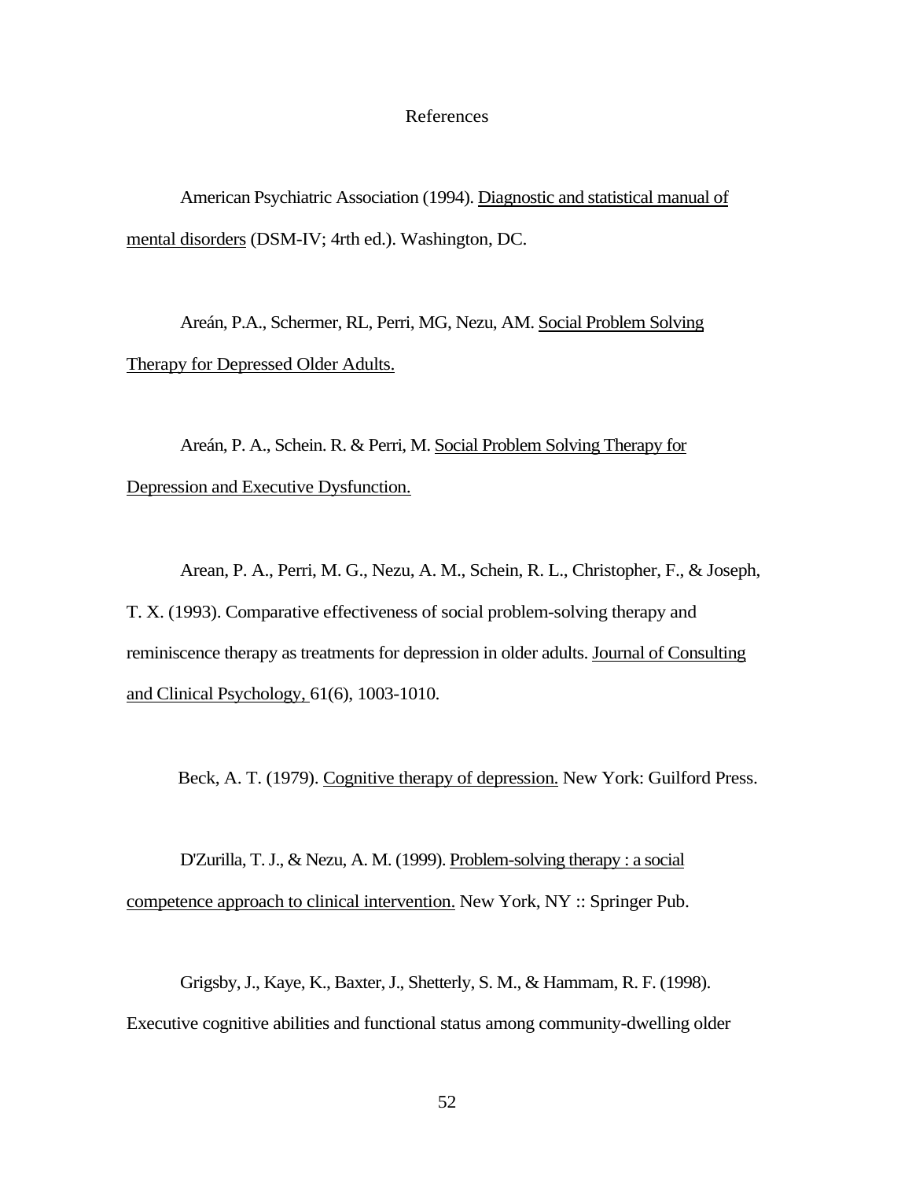# References

American Psychiatric Association (1994). Diagnostic and statistical manual of mental disorders (DSM-IV; 4rth ed.). Washington, DC.

Areán, P.A., Schermer, RL, Perri, MG, Nezu, AM. Social Problem Solving Therapy for Depressed Older Adults.

Areán, P. A., Schein. R. & Perri, M. Social Problem Solving Therapy for Depression and Executive Dysfunction.

Arean, P. A., Perri, M. G., Nezu, A. M., Schein, R. L., Christopher, F., & Joseph, T. X. (1993). Comparative effectiveness of social problem-solving therapy and reminiscence therapy as treatments for depression in older adults. Journal of Consulting and Clinical Psychology, 61(6), 1003-1010.

Beck, A. T. (1979). Cognitive therapy of depression. New York: Guilford Press.

D'Zurilla, T. J., & Nezu, A. M. (1999). Problem-solving therapy : a social competence approach to clinical intervention. New York, NY :: Springer Pub.

Grigsby, J., Kaye, K., Baxter, J., Shetterly, S. M., & Hammam, R. F. (1998). Executive cognitive abilities and functional status among community-dwelling older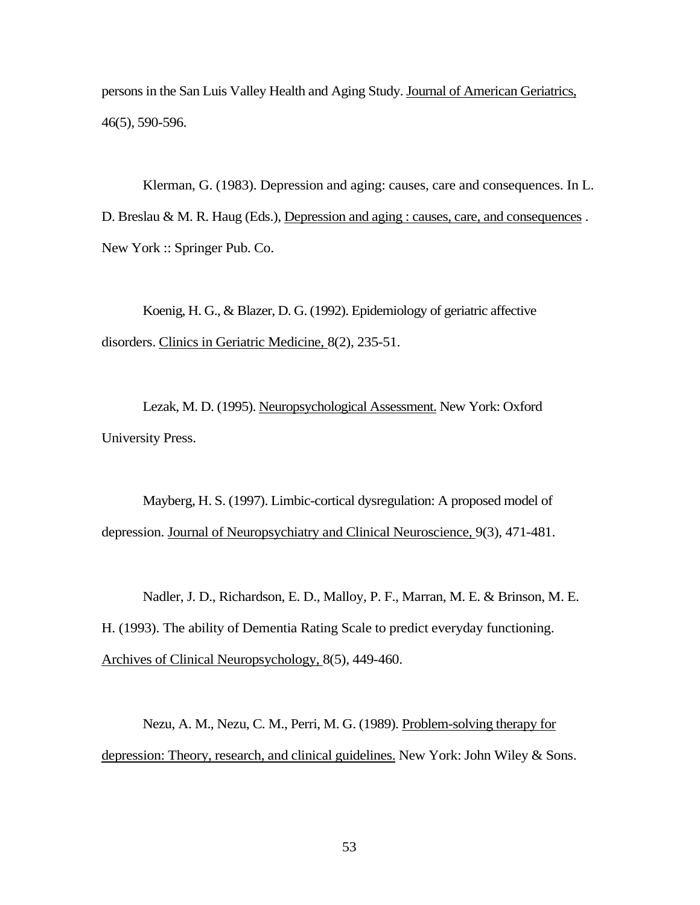persons in the San Luis Valley Health and Aging Study. Journal of American Geriatrics, 46(5), 590-596.

Klerman, G. (1983). Depression and aging: causes, care and consequences. In L. D. Breslau & M. R. Haug (Eds.), Depression and aging : causes, care, and consequences . New York :: Springer Pub. Co.

Koenig, H. G., & Blazer, D. G. (1992). Epidemiology of geriatric affective disorders. Clinics in Geriatric Medicine, 8(2), 235-51.

Lezak, M. D. (1995). Neuropsychological Assessment. New York: Oxford University Press.

Mayberg, H. S. (1997). Limbic-cortical dysregulation: A proposed model of depression. Journal of Neuropsychiatry and Clinical Neuroscience, 9(3), 471-481.

Nadler, J. D., Richardson, E. D., Malloy, P. F., Marran, M. E. & Brinson, M. E. H. (1993). The ability of Dementia Rating Scale to predict everyday functioning. Archives of Clinical Neuropsychology, 8(5), 449-460.

Nezu, A. M., Nezu, C. M., Perri, M. G. (1989). Problem-solving therapy for depression: Theory, research, and clinical guidelines. New York: John Wiley & Sons.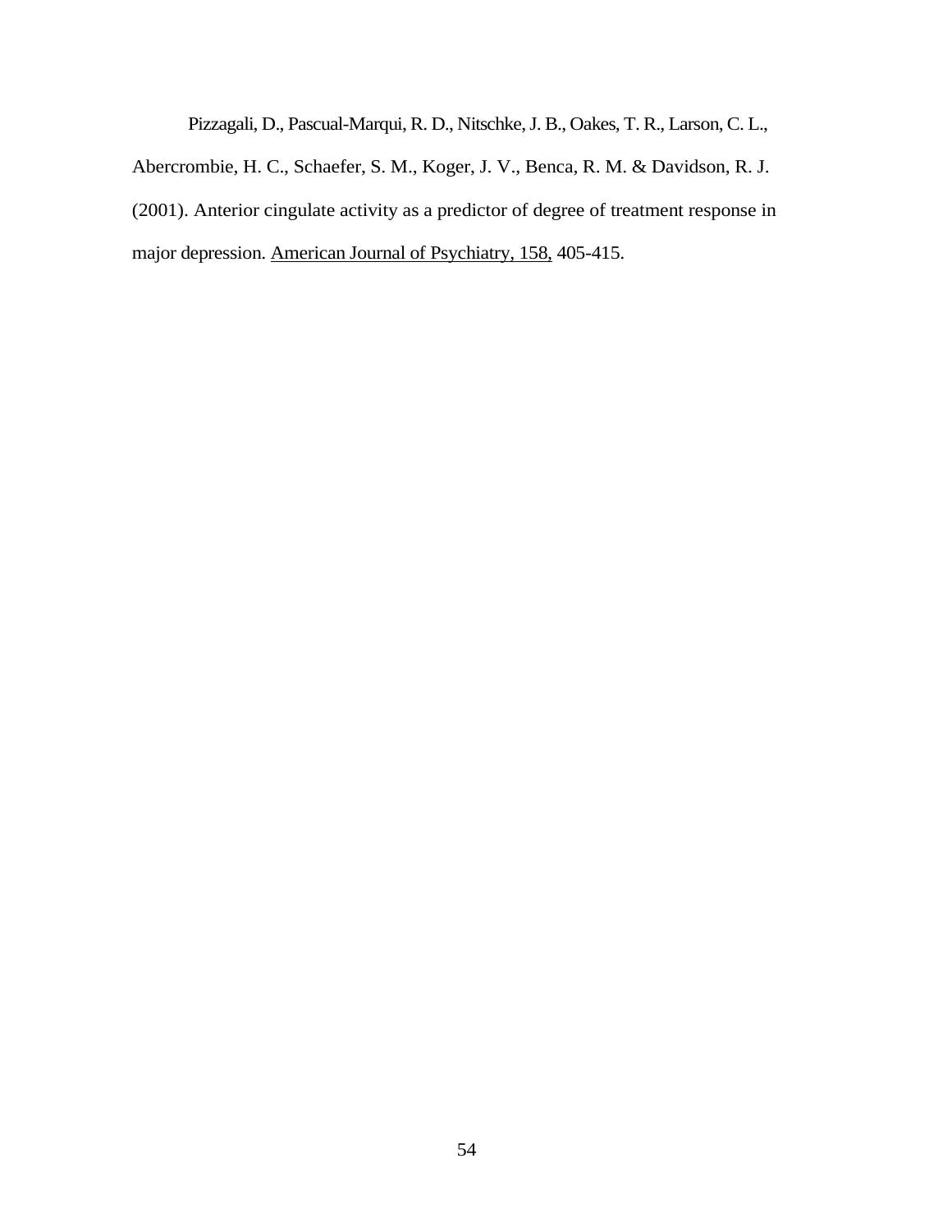Pizzagali, D., Pascual-Marqui, R. D., Nitschke, J. B., Oakes, T. R., Larson, C. L., Abercrombie, H. C., Schaefer, S. M., Koger, J. V., Benca, R. M. & Davidson, R. J. (2001). Anterior cingulate activity as a predictor of degree of treatment response in major depression. <u>American Journal of Psychiatry, 158,</u> 405-415.